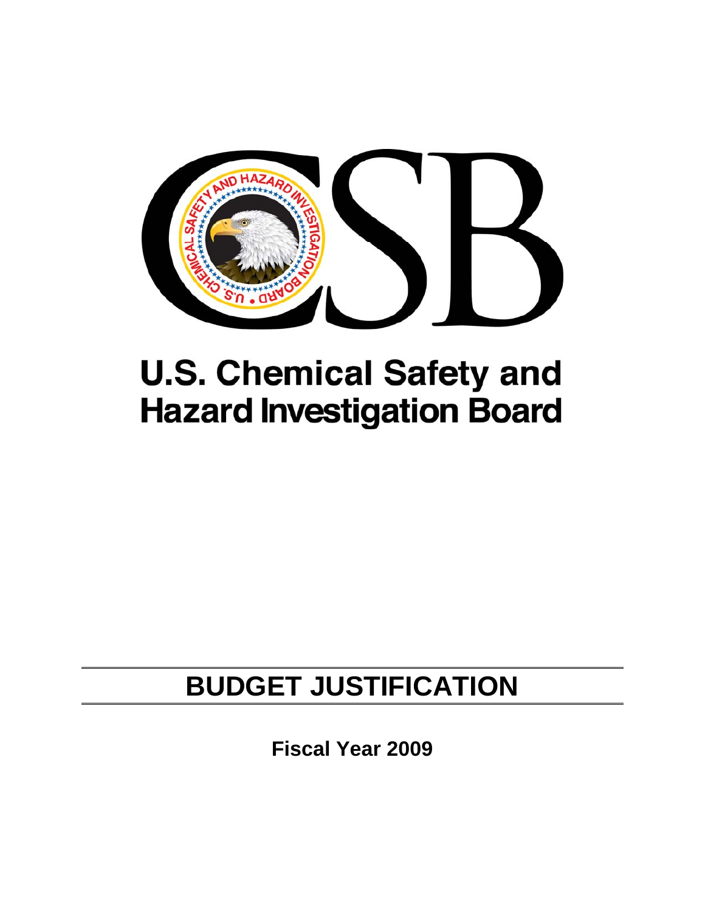# U.S. Chemical Safety and Hazard Investigation Board

# BUDGET JUSTIFICATION

**Fiscal Year 2009**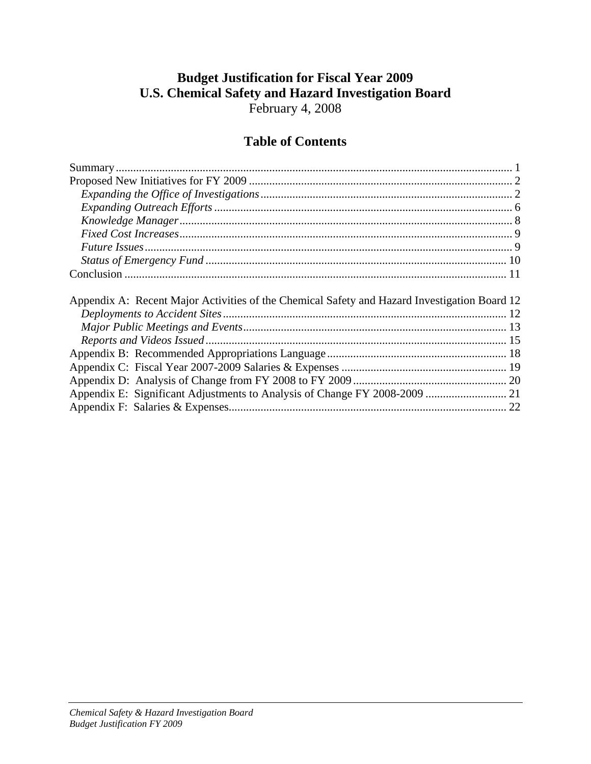# Budget Justification for Fiscal Year 2009
# U.S. Chemical Safety and Hazard Investigation Board

February 4, 2008

## Table of Contents

Summary ........................................................................................................................ 1
Proposed New Initiatives for FY 2009 ........................................................................... 2
*Expanding the Office of Investigations* ....................................................................... 2
*Expanding Outreach Efforts* ...................................................................................... 6
*Knowledge Manager* .................................................................................................. 8
*Fixed Cost Increases* .................................................................................................. 9
*Future Issues* .............................................................................................................. 9
*Status of Emergency Fund* ........................................................................................ 10
Conclusion .................................................................................................................. 11

Appendix A: Recent Major Activities of the Chemical Safety and Hazard Investigation Board 12
*Deployments to Accident Sites* ................................................................................. 12
*Major Public Meetings and Events* ........................................................................... 13
*Reports and Videos Issued* ........................................................................................ 15
Appendix B: Recommended Appropriations Language .............................................. 18
Appendix C: Fiscal Year 2007-2009 Salaries & Expenses .......................................... 19
Appendix D: Analysis of Change from FY 2008 to FY 2009 ...................................... 20
Appendix E: Significant Adjustments to Analysis of Change FY 2008-2009 ............. 21
Appendix F: Salaries & Expenses ............................................................................... 22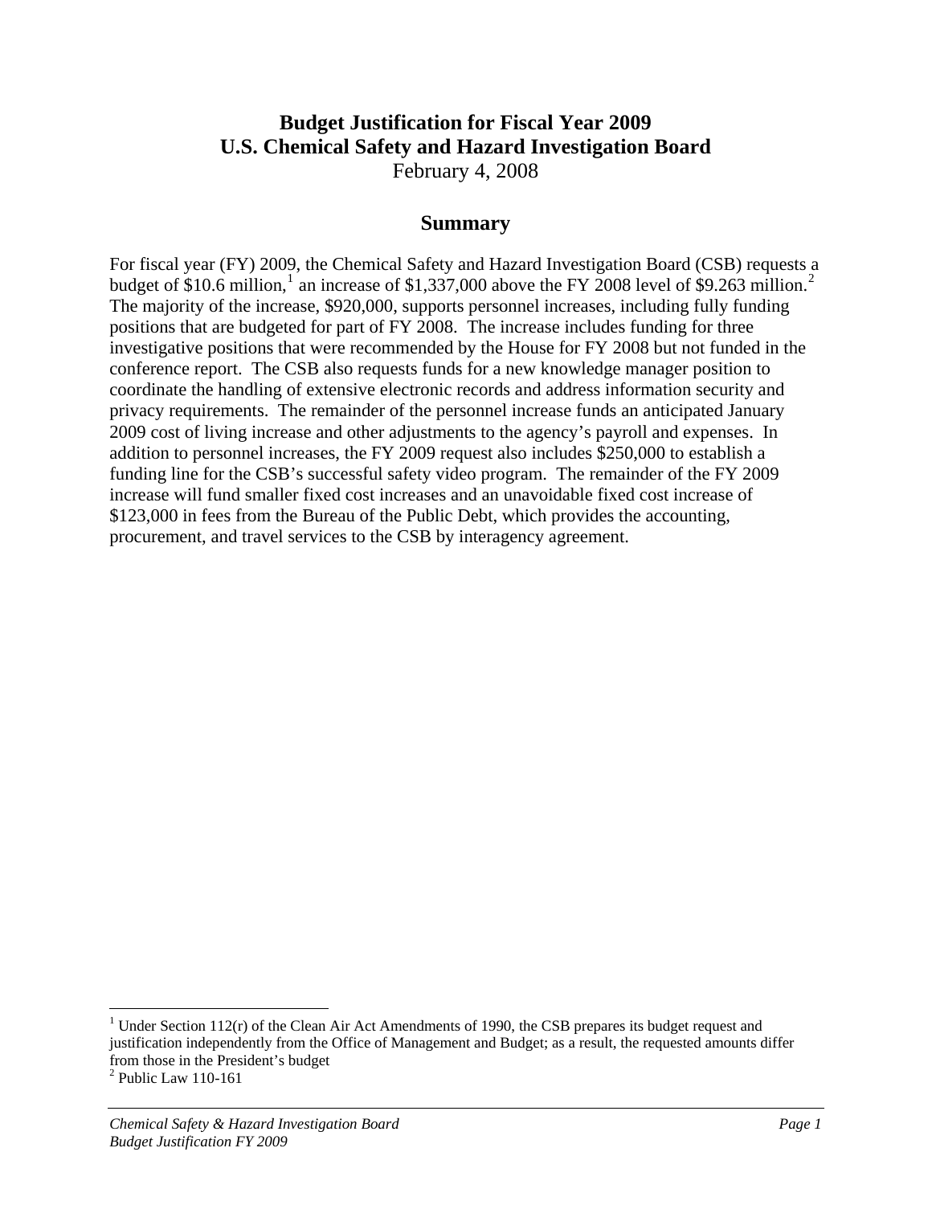# Budget Justification for Fiscal Year 2009
# U.S. Chemical Safety and Hazard Investigation Board

February 4, 2008

## Summary

For fiscal year (FY) 2009, the Chemical Safety and Hazard Investigation Board (CSB) requests a budget of $10.6 million,[1] an increase of $1,337,000 above the FY 2008 level of $9.263 million.[2] The majority of the increase, $920,000, supports personnel increases, including fully funding positions that are budgeted for part of FY 2008. The increase includes funding for three investigative positions that were recommended by the House for FY 2008 but not funded in the conference report. The CSB also requests funds for a new knowledge manager position to coordinate the handling of extensive electronic records and address information security and privacy requirements. The remainder of the personnel increase funds an anticipated January 2009 cost of living increase and other adjustments to the agency's payroll and expenses. In addition to personnel increases, the FY 2009 request also includes $250,000 to establish a funding line for the CSB's successful safety video program. The remainder of the FY 2009 increase will fund smaller fixed cost increases and an unavoidable fixed cost increase of $123,000 in fees from the Bureau of the Public Debt, which provides the accounting, procurement, and travel services to the CSB by interagency agreement.

---

[1] Under Section 112(r) of the Clean Air Act Amendments of 1990, the CSB prepares its budget request and justification independently from the Office of Management and Budget; as a result, the requested amounts differ from those in the President's budget

[2] Public Law 110-161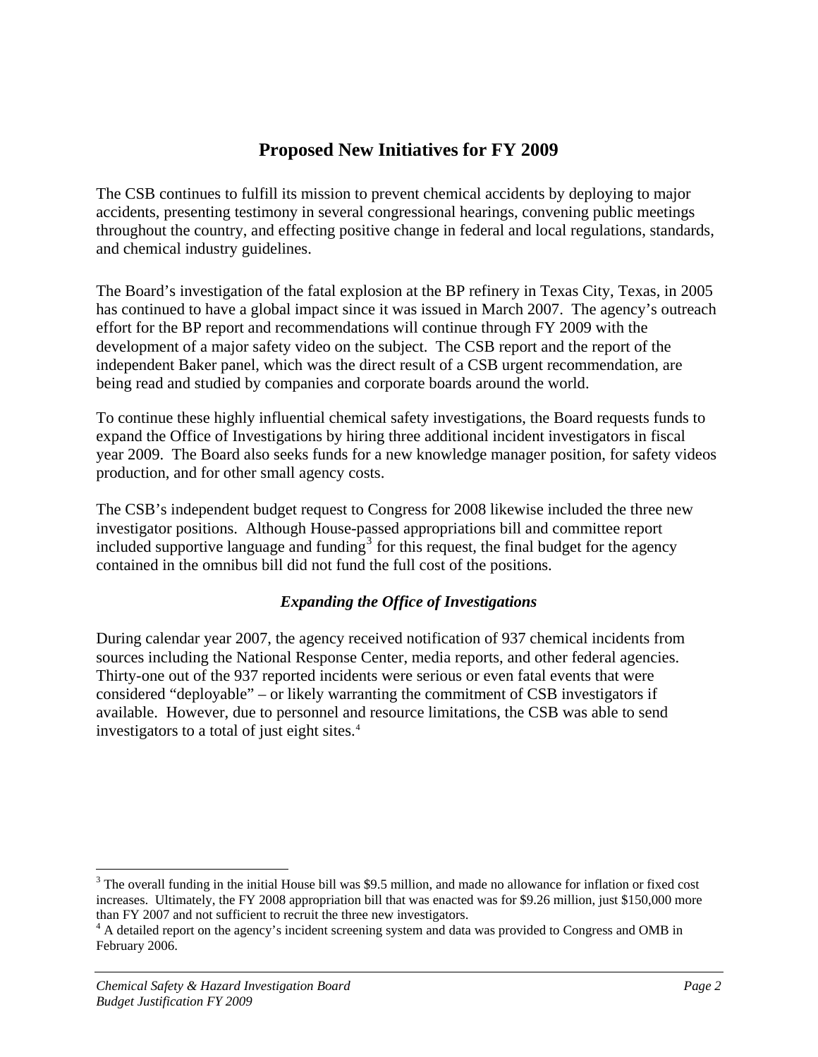# Proposed New Initiatives for FY 2009

The CSB continues to fulfill its mission to prevent chemical accidents by deploying to major accidents, presenting testimony in several congressional hearings, convening public meetings throughout the country, and effecting positive change in federal and local regulations, standards, and chemical industry guidelines.

The Board's investigation of the fatal explosion at the BP refinery in Texas City, Texas, in 2005 has continued to have a global impact since it was issued in March 2007. The agency's outreach effort for the BP report and recommendations will continue through FY 2009 with the development of a major safety video on the subject. The CSB report and the report of the independent Baker panel, which was the direct result of a CSB urgent recommendation, are being read and studied by companies and corporate boards around the world.

To continue these highly influential chemical safety investigations, the Board requests funds to expand the Office of Investigations by hiring three additional incident investigators in fiscal year 2009. The Board also seeks funds for a new knowledge manager position, for safety videos production, and for other small agency costs.

The CSB's independent budget request to Congress for 2008 likewise included the three new investigator positions. Although House-passed appropriations bill and committee report included supportive language and funding[3] for this request, the final budget for the agency contained in the omnibus bill did not fund the full cost of the positions.

### *Expanding the Office of Investigations*

During calendar year 2007, the agency received notification of 937 chemical incidents from sources including the National Response Center, media reports, and other federal agencies. Thirty-one out of the 937 reported incidents were serious or even fatal events that were considered "deployable" – or likely warranting the commitment of CSB investigators if available. However, due to personnel and resource limitations, the CSB was able to send investigators to a total of just eight sites.[4]

---

[3] The overall funding in the initial House bill was $9.5 million, and made no allowance for inflation or fixed cost increases. Ultimately, the FY 2008 appropriation bill that was enacted was for $9.26 million, just $150,000 more than FY 2007 and not sufficient to recruit the three new investigators.

[4] A detailed report on the agency's incident screening system and data was provided to Congress and OMB in February 2006.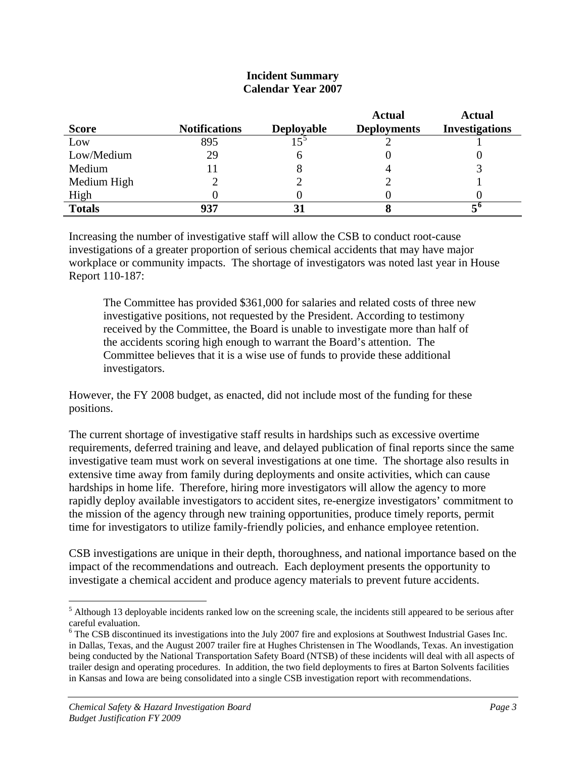**Incident Summary**
**Calendar Year 2007**

| Score | Notifications | Deployable | Actual Deployments | Actual Investigations |
|---|---|---|---|---|
| Low | 895 | 15[5] | 2 | 1 |
| Low/Medium | 29 | 6 | 0 | 0 |
| Medium | 11 | 8 | 4 | 3 |
| Medium High | 2 | 2 | 2 | 1 |
| High | 0 | 0 | 0 | 0 |
| **Totals** | **937** | **31** | **8** | **5**[6] |

Increasing the number of investigative staff will allow the CSB to conduct root-cause investigations of a greater proportion of serious chemical accidents that may have major workplace or community impacts. The shortage of investigators was noted last year in House Report 110-187:

> The Committee has provided $361,000 for salaries and related costs of three new investigative positions, not requested by the President. According to testimony received by the Committee, the Board is unable to investigate more than half of the accidents scoring high enough to warrant the Board's attention. The Committee believes that it is a wise use of funds to provide these additional investigators.

However, the FY 2008 budget, as enacted, did not include most of the funding for these positions.

The current shortage of investigative staff results in hardships such as excessive overtime requirements, deferred training and leave, and delayed publication of final reports since the same investigative team must work on several investigations at one time. The shortage also results in extensive time away from family during deployments and onsite activities, which can cause hardships in home life. Therefore, hiring more investigators will allow the agency to more rapidly deploy available investigators to accident sites, re-energize investigators' commitment to the mission of the agency through new training opportunities, produce timely reports, permit time for investigators to utilize family-friendly policies, and enhance employee retention.

CSB investigations are unique in their depth, thoroughness, and national importance based on the impact of the recommendations and outreach. Each deployment presents the opportunity to investigate a chemical accident and produce agency materials to prevent future accidents.

---

[5] Although 13 deployable incidents ranked low on the screening scale, the incidents still appeared to be serious after careful evaluation.

[6] The CSB discontinued its investigations into the July 2007 fire and explosions at Southwest Industrial Gases Inc. in Dallas, Texas, and the August 2007 trailer fire at Hughes Christensen in The Woodlands, Texas. An investigation being conducted by the National Transportation Safety Board (NTSB) of these incidents will deal with all aspects of trailer design and operating procedures. In addition, the two field deployments to fires at Barton Solvents facilities in Kansas and Iowa are being consolidated into a single CSB investigation report with recommendations.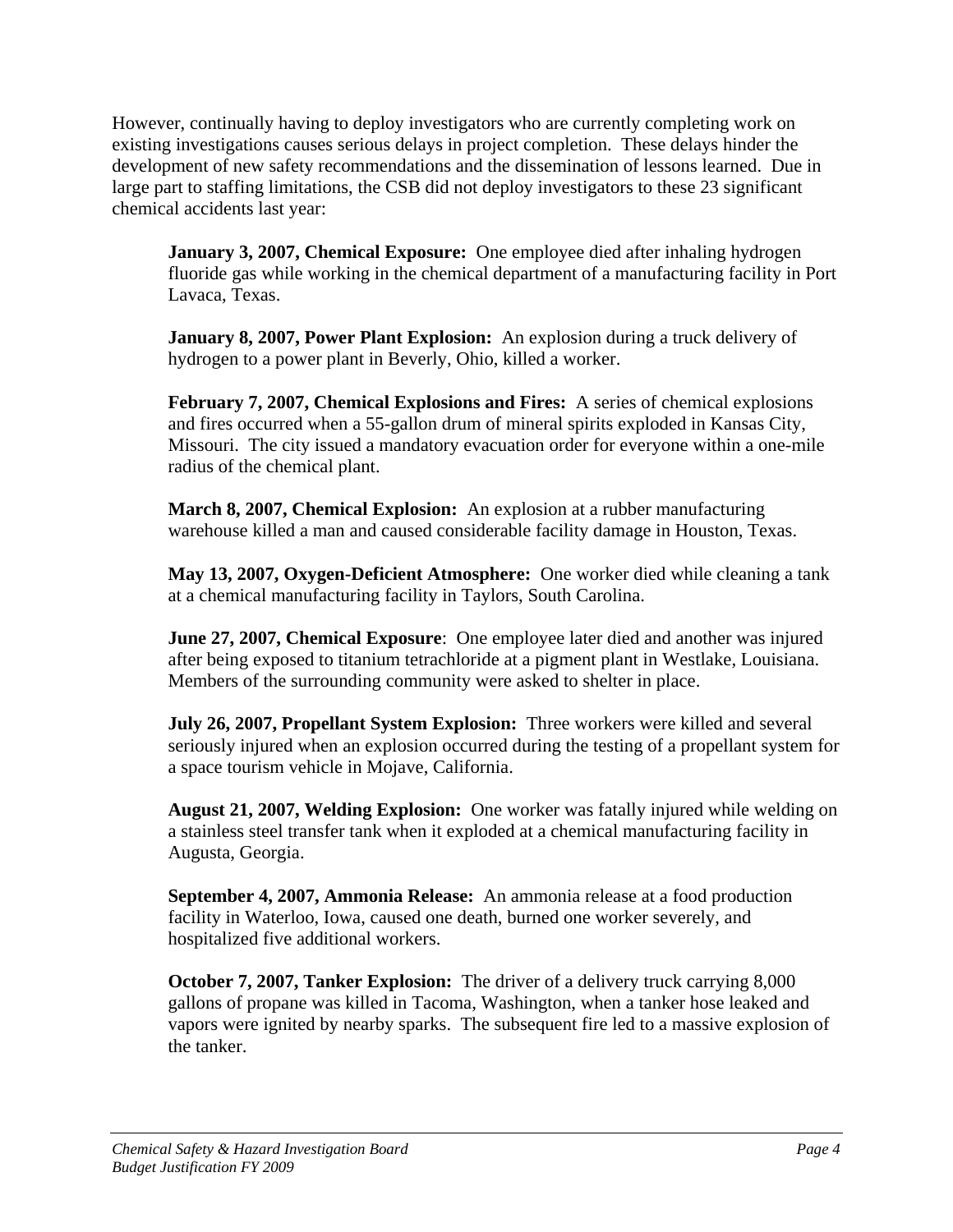However, continually having to deploy investigators who are currently completing work on existing investigations causes serious delays in project completion. These delays hinder the development of new safety recommendations and the dissemination of lessons learned. Due in large part to staffing limitations, the CSB did not deploy investigators to these 23 significant chemical accidents last year:

**January 3, 2007, Chemical Exposure:** One employee died after inhaling hydrogen fluoride gas while working in the chemical department of a manufacturing facility in Port Lavaca, Texas.

**January 8, 2007, Power Plant Explosion:** An explosion during a truck delivery of hydrogen to a power plant in Beverly, Ohio, killed a worker.

**February 7, 2007, Chemical Explosions and Fires:** A series of chemical explosions and fires occurred when a 55-gallon drum of mineral spirits exploded in Kansas City, Missouri. The city issued a mandatory evacuation order for everyone within a one-mile radius of the chemical plant.

**March 8, 2007, Chemical Explosion:** An explosion at a rubber manufacturing warehouse killed a man and caused considerable facility damage in Houston, Texas.

**May 13, 2007, Oxygen-Deficient Atmosphere:** One worker died while cleaning a tank at a chemical manufacturing facility in Taylors, South Carolina.

**June 27, 2007, Chemical Exposure**: One employee later died and another was injured after being exposed to titanium tetrachloride at a pigment plant in Westlake, Louisiana. Members of the surrounding community were asked to shelter in place.

**July 26, 2007, Propellant System Explosion:** Three workers were killed and several seriously injured when an explosion occurred during the testing of a propellant system for a space tourism vehicle in Mojave, California.

**August 21, 2007, Welding Explosion:** One worker was fatally injured while welding on a stainless steel transfer tank when it exploded at a chemical manufacturing facility in Augusta, Georgia.

**September 4, 2007, Ammonia Release:** An ammonia release at a food production facility in Waterloo, Iowa, caused one death, burned one worker severely, and hospitalized five additional workers.

**October 7, 2007, Tanker Explosion:** The driver of a delivery truck carrying 8,000 gallons of propane was killed in Tacoma, Washington, when a tanker hose leaked and vapors were ignited by nearby sparks. The subsequent fire led to a massive explosion of the tanker.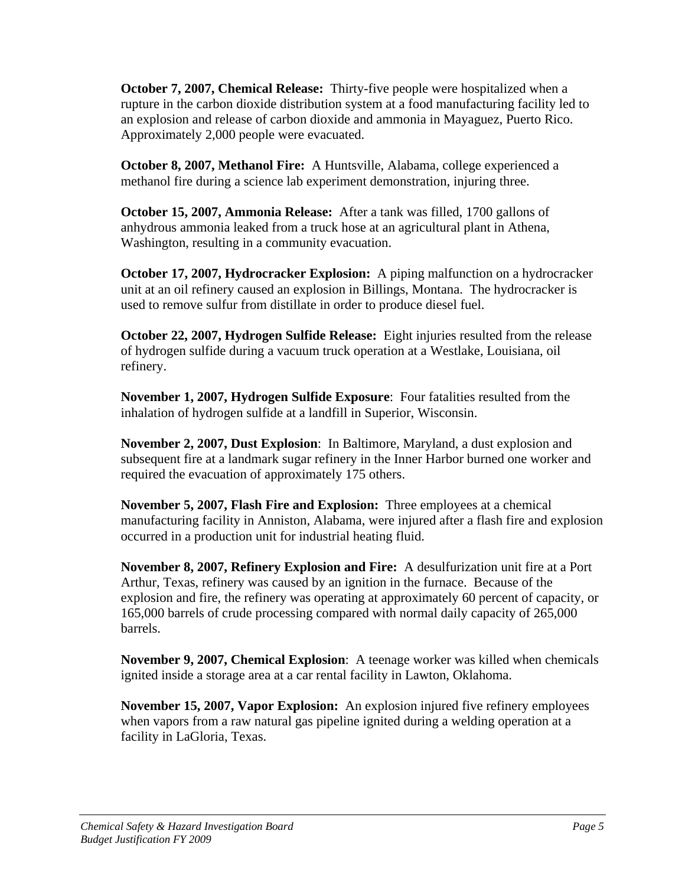**October 7, 2007, Chemical Release:** Thirty-five people were hospitalized when a rupture in the carbon dioxide distribution system at a food manufacturing facility led to an explosion and release of carbon dioxide and ammonia in Mayaguez, Puerto Rico. Approximately 2,000 people were evacuated.

**October 8, 2007, Methanol Fire:** A Huntsville, Alabama, college experienced a methanol fire during a science lab experiment demonstration, injuring three.

**October 15, 2007, Ammonia Release:** After a tank was filled, 1700 gallons of anhydrous ammonia leaked from a truck hose at an agricultural plant in Athena, Washington, resulting in a community evacuation.

**October 17, 2007, Hydrocracker Explosion:** A piping malfunction on a hydrocracker unit at an oil refinery caused an explosion in Billings, Montana. The hydrocracker is used to remove sulfur from distillate in order to produce diesel fuel.

**October 22, 2007, Hydrogen Sulfide Release:** Eight injuries resulted from the release of hydrogen sulfide during a vacuum truck operation at a Westlake, Louisiana, oil refinery.

**November 1, 2007, Hydrogen Sulfide Exposure**: Four fatalities resulted from the inhalation of hydrogen sulfide at a landfill in Superior, Wisconsin.

**November 2, 2007, Dust Explosion**: In Baltimore, Maryland, a dust explosion and subsequent fire at a landmark sugar refinery in the Inner Harbor burned one worker and required the evacuation of approximately 175 others.

**November 5, 2007, Flash Fire and Explosion:** Three employees at a chemical manufacturing facility in Anniston, Alabama, were injured after a flash fire and explosion occurred in a production unit for industrial heating fluid.

**November 8, 2007, Refinery Explosion and Fire:** A desulfurization unit fire at a Port Arthur, Texas, refinery was caused by an ignition in the furnace. Because of the explosion and fire, the refinery was operating at approximately 60 percent of capacity, or 165,000 barrels of crude processing compared with normal daily capacity of 265,000 barrels.

**November 9, 2007, Chemical Explosion**: A teenage worker was killed when chemicals ignited inside a storage area at a car rental facility in Lawton, Oklahoma.

**November 15, 2007, Vapor Explosion:** An explosion injured five refinery employees when vapors from a raw natural gas pipeline ignited during a welding operation at a facility in LaGloria, Texas.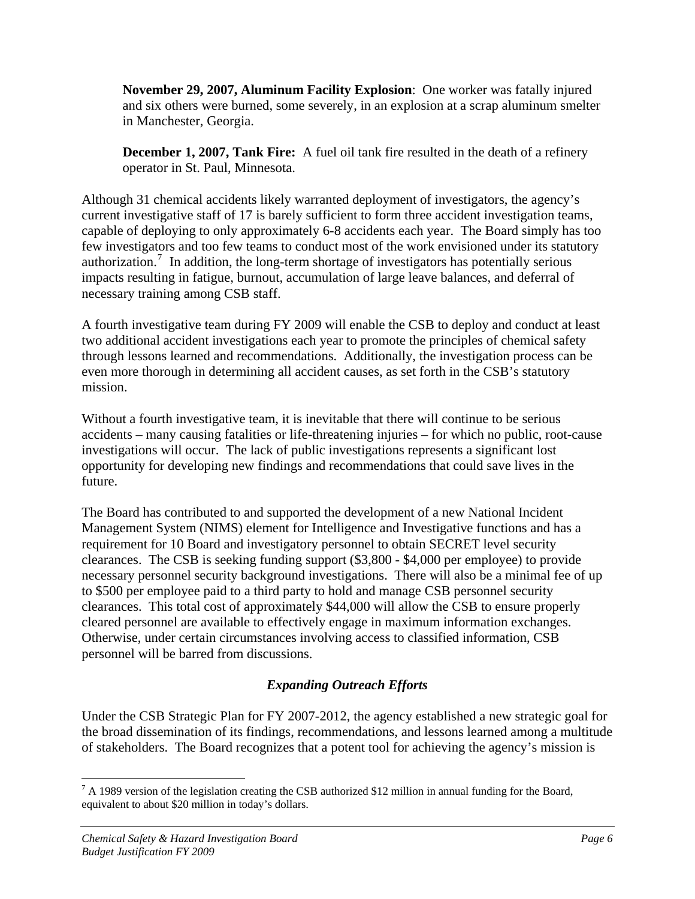**November 29, 2007, Aluminum Facility Explosion**: One worker was fatally injured and six others were burned, some severely, in an explosion at a scrap aluminum smelter in Manchester, Georgia.

**December 1, 2007, Tank Fire:** A fuel oil tank fire resulted in the death of a refinery operator in St. Paul, Minnesota.

Although 31 chemical accidents likely warranted deployment of investigators, the agency's current investigative staff of 17 is barely sufficient to form three accident investigation teams, capable of deploying to only approximately 6-8 accidents each year. The Board simply has too few investigators and too few teams to conduct most of the work envisioned under its statutory authorization.[7] In addition, the long-term shortage of investigators has potentially serious impacts resulting in fatigue, burnout, accumulation of large leave balances, and deferral of necessary training among CSB staff.

A fourth investigative team during FY 2009 will enable the CSB to deploy and conduct at least two additional accident investigations each year to promote the principles of chemical safety through lessons learned and recommendations. Additionally, the investigation process can be even more thorough in determining all accident causes, as set forth in the CSB's statutory mission.

Without a fourth investigative team, it is inevitable that there will continue to be serious accidents – many causing fatalities or life-threatening injuries – for which no public, root-cause investigations will occur. The lack of public investigations represents a significant lost opportunity for developing new findings and recommendations that could save lives in the future.

The Board has contributed to and supported the development of a new National Incident Management System (NIMS) element for Intelligence and Investigative functions and has a requirement for 10 Board and investigatory personnel to obtain SECRET level security clearances. The CSB is seeking funding support ($3,800 - $4,000 per employee) to provide necessary personnel security background investigations. There will also be a minimal fee of up to $500 per employee paid to a third party to hold and manage CSB personnel security clearances. This total cost of approximately $44,000 will allow the CSB to ensure properly cleared personnel are available to effectively engage in maximum information exchanges. Otherwise, under certain circumstances involving access to classified information, CSB personnel will be barred from discussions.

### *Expanding Outreach Efforts*

Under the CSB Strategic Plan for FY 2007-2012, the agency established a new strategic goal for the broad dissemination of its findings, recommendations, and lessons learned among a multitude of stakeholders. The Board recognizes that a potent tool for achieving the agency's mission is

[7] A 1989 version of the legislation creating the CSB authorized $12 million in annual funding for the Board, equivalent to about $20 million in today's dollars.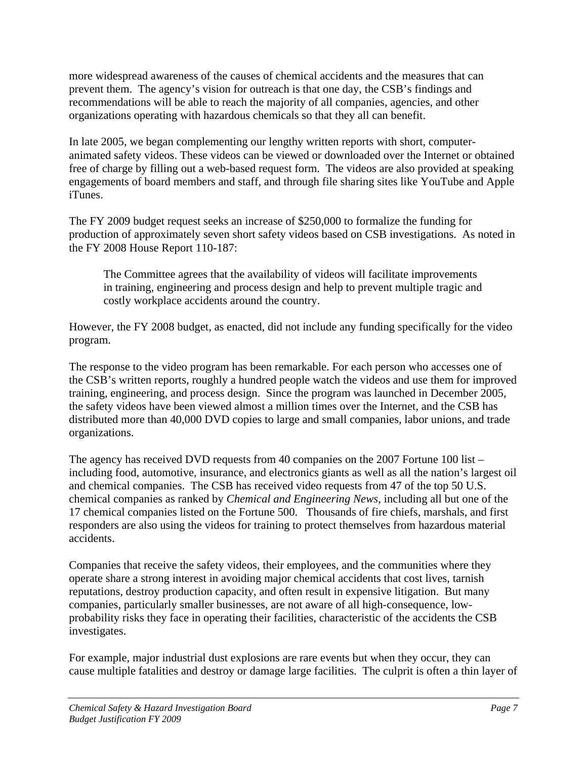more widespread awareness of the causes of chemical accidents and the measures that can prevent them. The agency's vision for outreach is that one day, the CSB's findings and recommendations will be able to reach the majority of all companies, agencies, and other organizations operating with hazardous chemicals so that they all can benefit.

In late 2005, we began complementing our lengthy written reports with short, computer-animated safety videos. These videos can be viewed or downloaded over the Internet or obtained free of charge by filling out a web-based request form. The videos are also provided at speaking engagements of board members and staff, and through file sharing sites like YouTube and Apple iTunes.

The FY 2009 budget request seeks an increase of $250,000 to formalize the funding for production of approximately seven short safety videos based on CSB investigations. As noted in the FY 2008 House Report 110-187:

> The Committee agrees that the availability of videos will facilitate improvements in training, engineering and process design and help to prevent multiple tragic and costly workplace accidents around the country.

However, the FY 2008 budget, as enacted, did not include any funding specifically for the video program.

The response to the video program has been remarkable. For each person who accesses one of the CSB's written reports, roughly a hundred people watch the videos and use them for improved training, engineering, and process design. Since the program was launched in December 2005, the safety videos have been viewed almost a million times over the Internet, and the CSB has distributed more than 40,000 DVD copies to large and small companies, labor unions, and trade organizations.

The agency has received DVD requests from 40 companies on the 2007 Fortune 100 list – including food, automotive, insurance, and electronics giants as well as all the nation's largest oil and chemical companies. The CSB has received video requests from 47 of the top 50 U.S. chemical companies as ranked by *Chemical and Engineering News*, including all but one of the 17 chemical companies listed on the Fortune 500. Thousands of fire chiefs, marshals, and first responders are also using the videos for training to protect themselves from hazardous material accidents.

Companies that receive the safety videos, their employees, and the communities where they operate share a strong interest in avoiding major chemical accidents that cost lives, tarnish reputations, destroy production capacity, and often result in expensive litigation. But many companies, particularly smaller businesses, are not aware of all high-consequence, low-probability risks they face in operating their facilities, characteristic of the accidents the CSB investigates.

For example, major industrial dust explosions are rare events but when they occur, they can cause multiple fatalities and destroy or damage large facilities. The culprit is often a thin layer of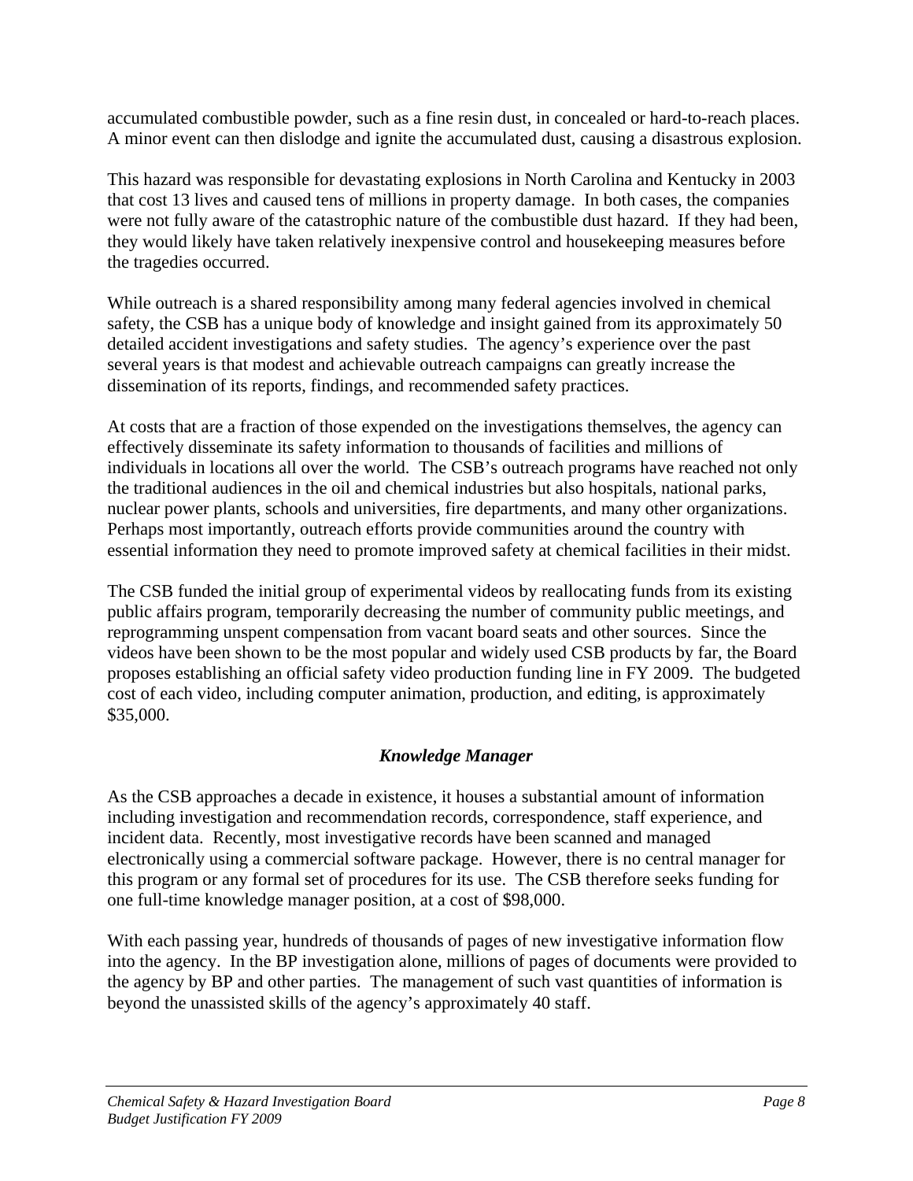accumulated combustible powder, such as a fine resin dust, in concealed or hard-to-reach places. A minor event can then dislodge and ignite the accumulated dust, causing a disastrous explosion.

This hazard was responsible for devastating explosions in North Carolina and Kentucky in 2003 that cost 13 lives and caused tens of millions in property damage. In both cases, the companies were not fully aware of the catastrophic nature of the combustible dust hazard. If they had been, they would likely have taken relatively inexpensive control and housekeeping measures before the tragedies occurred.

While outreach is a shared responsibility among many federal agencies involved in chemical safety, the CSB has a unique body of knowledge and insight gained from its approximately 50 detailed accident investigations and safety studies. The agency's experience over the past several years is that modest and achievable outreach campaigns can greatly increase the dissemination of its reports, findings, and recommended safety practices.

At costs that are a fraction of those expended on the investigations themselves, the agency can effectively disseminate its safety information to thousands of facilities and millions of individuals in locations all over the world. The CSB's outreach programs have reached not only the traditional audiences in the oil and chemical industries but also hospitals, national parks, nuclear power plants, schools and universities, fire departments, and many other organizations. Perhaps most importantly, outreach efforts provide communities around the country with essential information they need to promote improved safety at chemical facilities in their midst.

The CSB funded the initial group of experimental videos by reallocating funds from its existing public affairs program, temporarily decreasing the number of community public meetings, and reprogramming unspent compensation from vacant board seats and other sources. Since the videos have been shown to be the most popular and widely used CSB products by far, the Board proposes establishing an official safety video production funding line in FY 2009. The budgeted cost of each video, including computer animation, production, and editing, is approximately \$35,000.

### *Knowledge Manager*

As the CSB approaches a decade in existence, it houses a substantial amount of information including investigation and recommendation records, correspondence, staff experience, and incident data. Recently, most investigative records have been scanned and managed electronically using a commercial software package. However, there is no central manager for this program or any formal set of procedures for its use. The CSB therefore seeks funding for one full-time knowledge manager position, at a cost of \$98,000.

With each passing year, hundreds of thousands of pages of new investigative information flow into the agency. In the BP investigation alone, millions of pages of documents were provided to the agency by BP and other parties. The management of such vast quantities of information is beyond the unassisted skills of the agency's approximately 40 staff.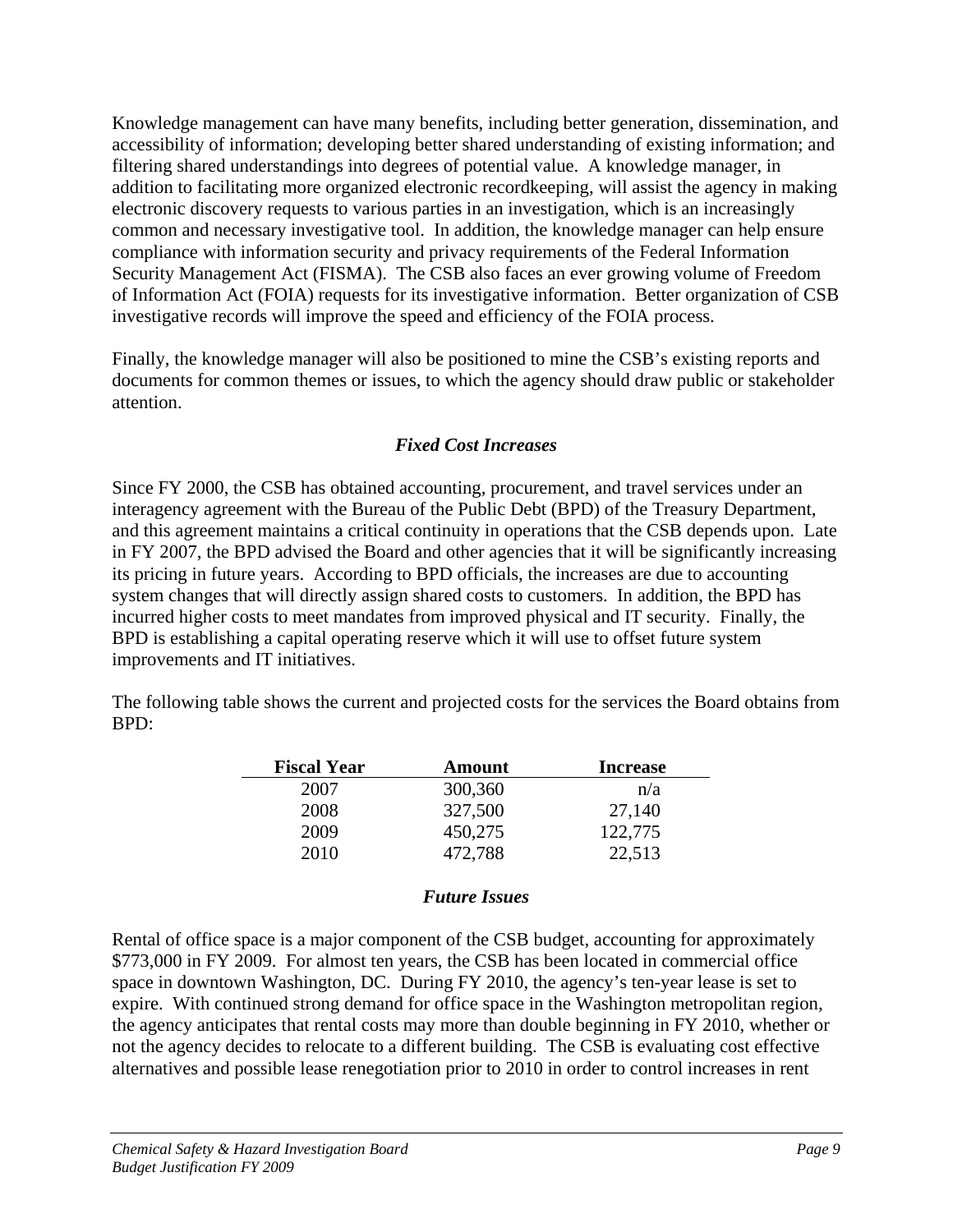Knowledge management can have many benefits, including better generation, dissemination, and accessibility of information; developing better shared understanding of existing information; and filtering shared understandings into degrees of potential value. A knowledge manager, in addition to facilitating more organized electronic recordkeeping, will assist the agency in making electronic discovery requests to various parties in an investigation, which is an increasingly common and necessary investigative tool. In addition, the knowledge manager can help ensure compliance with information security and privacy requirements of the Federal Information Security Management Act (FISMA). The CSB also faces an ever growing volume of Freedom of Information Act (FOIA) requests for its investigative information. Better organization of CSB investigative records will improve the speed and efficiency of the FOIA process.

Finally, the knowledge manager will also be positioned to mine the CSB's existing reports and documents for common themes or issues, to which the agency should draw public or stakeholder attention.

### *Fixed Cost Increases*

Since FY 2000, the CSB has obtained accounting, procurement, and travel services under an interagency agreement with the Bureau of the Public Debt (BPD) of the Treasury Department, and this agreement maintains a critical continuity in operations that the CSB depends upon. Late in FY 2007, the BPD advised the Board and other agencies that it will be significantly increasing its pricing in future years. According to BPD officials, the increases are due to accounting system changes that will directly assign shared costs to customers. In addition, the BPD has incurred higher costs to meet mandates from improved physical and IT security. Finally, the BPD is establishing a capital operating reserve which it will use to offset future system improvements and IT initiatives.

The following table shows the current and projected costs for the services the Board obtains from BPD:

| Fiscal Year | Amount | Increase |
|---|---|---|
| 2007 | 300,360 | n/a |
| 2008 | 327,500 | 27,140 |
| 2009 | 450,275 | 122,775 |
| 2010 | 472,788 | 22,513 |

### *Future Issues*

Rental of office space is a major component of the CSB budget, accounting for approximately $773,000 in FY 2009. For almost ten years, the CSB has been located in commercial office space in downtown Washington, DC. During FY 2010, the agency's ten-year lease is set to expire. With continued strong demand for office space in the Washington metropolitan region, the agency anticipates that rental costs may more than double beginning in FY 2010, whether or not the agency decides to relocate to a different building. The CSB is evaluating cost effective alternatives and possible lease renegotiation prior to 2010 in order to control increases in rent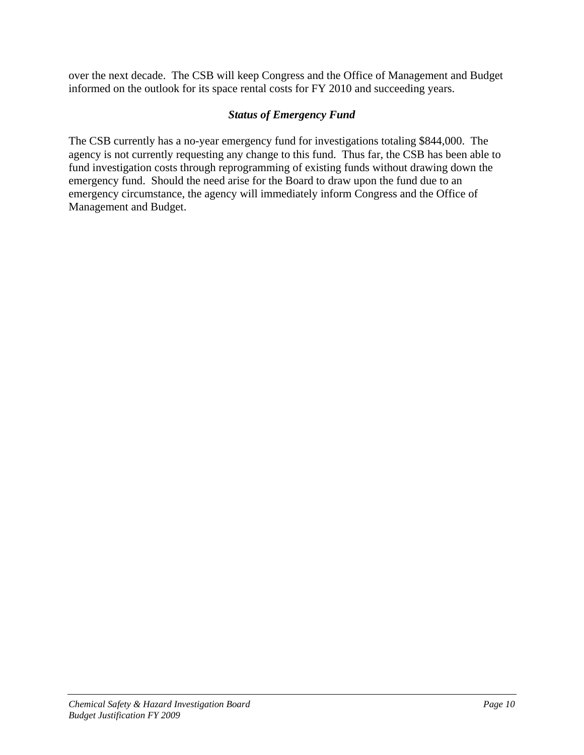over the next decade. The CSB will keep Congress and the Office of Management and Budget informed on the outlook for its space rental costs for FY 2010 and succeeding years.

### *Status of Emergency Fund*

The CSB currently has a no-year emergency fund for investigations totaling $844,000. The agency is not currently requesting any change to this fund. Thus far, the CSB has been able to fund investigation costs through reprogramming of existing funds without drawing down the emergency fund. Should the need arise for the Board to draw upon the fund due to an emergency circumstance, the agency will immediately inform Congress and the Office of Management and Budget.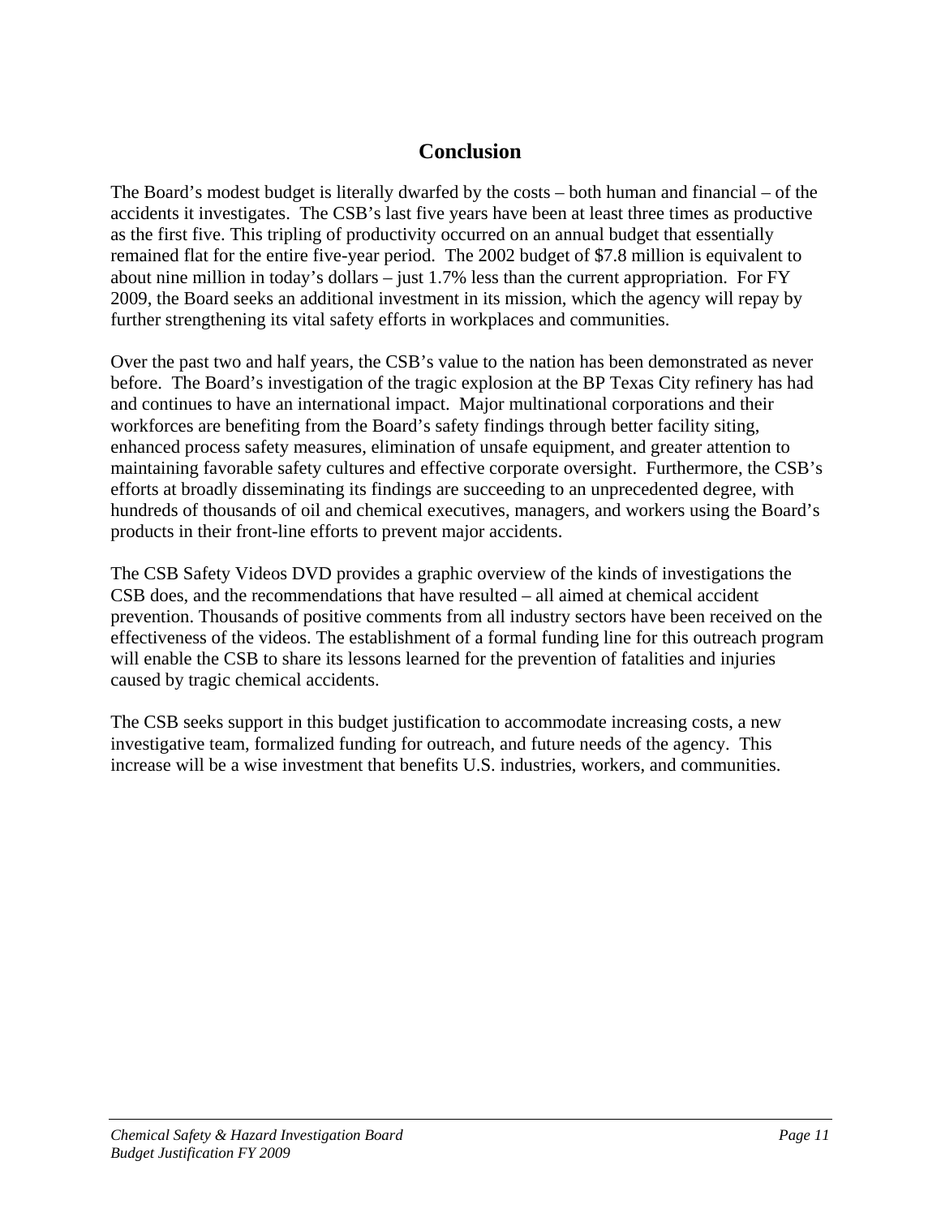## Conclusion

The Board's modest budget is literally dwarfed by the costs – both human and financial – of the accidents it investigates. The CSB's last five years have been at least three times as productive as the first five. This tripling of productivity occurred on an annual budget that essentially remained flat for the entire five-year period. The 2002 budget of $7.8 million is equivalent to about nine million in today's dollars – just 1.7% less than the current appropriation. For FY 2009, the Board seeks an additional investment in its mission, which the agency will repay by further strengthening its vital safety efforts in workplaces and communities.

Over the past two and half years, the CSB's value to the nation has been demonstrated as never before. The Board's investigation of the tragic explosion at the BP Texas City refinery has had and continues to have an international impact. Major multinational corporations and their workforces are benefiting from the Board's safety findings through better facility siting, enhanced process safety measures, elimination of unsafe equipment, and greater attention to maintaining favorable safety cultures and effective corporate oversight. Furthermore, the CSB's efforts at broadly disseminating its findings are succeeding to an unprecedented degree, with hundreds of thousands of oil and chemical executives, managers, and workers using the Board's products in their front-line efforts to prevent major accidents.

The CSB Safety Videos DVD provides a graphic overview of the kinds of investigations the CSB does, and the recommendations that have resulted – all aimed at chemical accident prevention. Thousands of positive comments from all industry sectors have been received on the effectiveness of the videos. The establishment of a formal funding line for this outreach program will enable the CSB to share its lessons learned for the prevention of fatalities and injuries caused by tragic chemical accidents.

The CSB seeks support in this budget justification to accommodate increasing costs, a new investigative team, formalized funding for outreach, and future needs of the agency. This increase will be a wise investment that benefits U.S. industries, workers, and communities.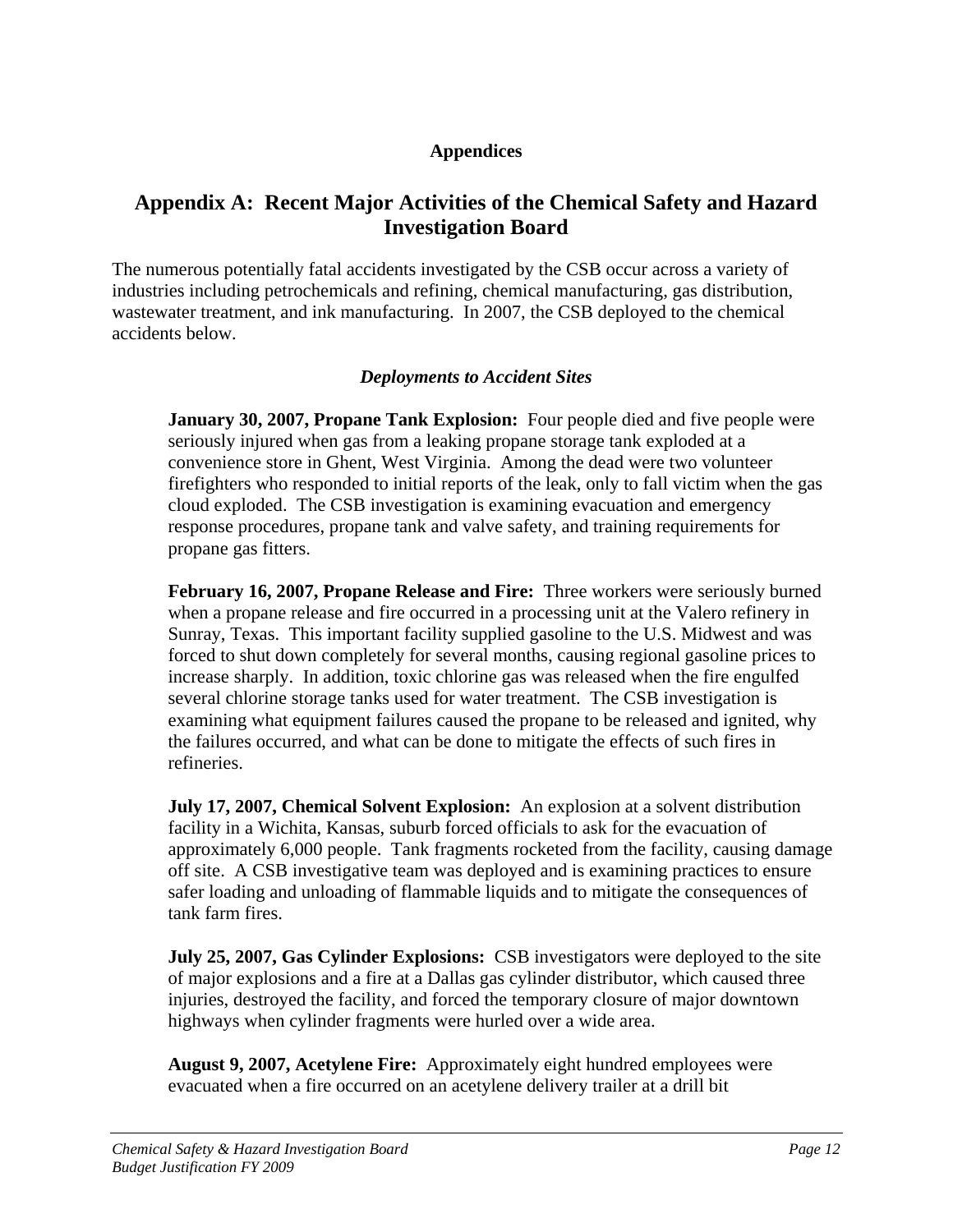**Appendices**

## Appendix A: Recent Major Activities of the Chemical Safety and Hazard Investigation Board

The numerous potentially fatal accidents investigated by the CSB occur across a variety of industries including petrochemicals and refining, chemical manufacturing, gas distribution, wastewater treatment, and ink manufacturing. In 2007, the CSB deployed to the chemical accidents below.

### *Deployments to Accident Sites*

**January 30, 2007, Propane Tank Explosion:** Four people died and five people were seriously injured when gas from a leaking propane storage tank exploded at a convenience store in Ghent, West Virginia. Among the dead were two volunteer firefighters who responded to initial reports of the leak, only to fall victim when the gas cloud exploded. The CSB investigation is examining evacuation and emergency response procedures, propane tank and valve safety, and training requirements for propane gas fitters.

**February 16, 2007, Propane Release and Fire:** Three workers were seriously burned when a propane release and fire occurred in a processing unit at the Valero refinery in Sunray, Texas. This important facility supplied gasoline to the U.S. Midwest and was forced to shut down completely for several months, causing regional gasoline prices to increase sharply. In addition, toxic chlorine gas was released when the fire engulfed several chlorine storage tanks used for water treatment. The CSB investigation is examining what equipment failures caused the propane to be released and ignited, why the failures occurred, and what can be done to mitigate the effects of such fires in refineries.

**July 17, 2007, Chemical Solvent Explosion:** An explosion at a solvent distribution facility in a Wichita, Kansas, suburb forced officials to ask for the evacuation of approximately 6,000 people. Tank fragments rocketed from the facility, causing damage off site. A CSB investigative team was deployed and is examining practices to ensure safer loading and unloading of flammable liquids and to mitigate the consequences of tank farm fires.

**July 25, 2007, Gas Cylinder Explosions:** CSB investigators were deployed to the site of major explosions and a fire at a Dallas gas cylinder distributor, which caused three injuries, destroyed the facility, and forced the temporary closure of major downtown highways when cylinder fragments were hurled over a wide area.

**August 9, 2007, Acetylene Fire:** Approximately eight hundred employees were evacuated when a fire occurred on an acetylene delivery trailer at a drill bit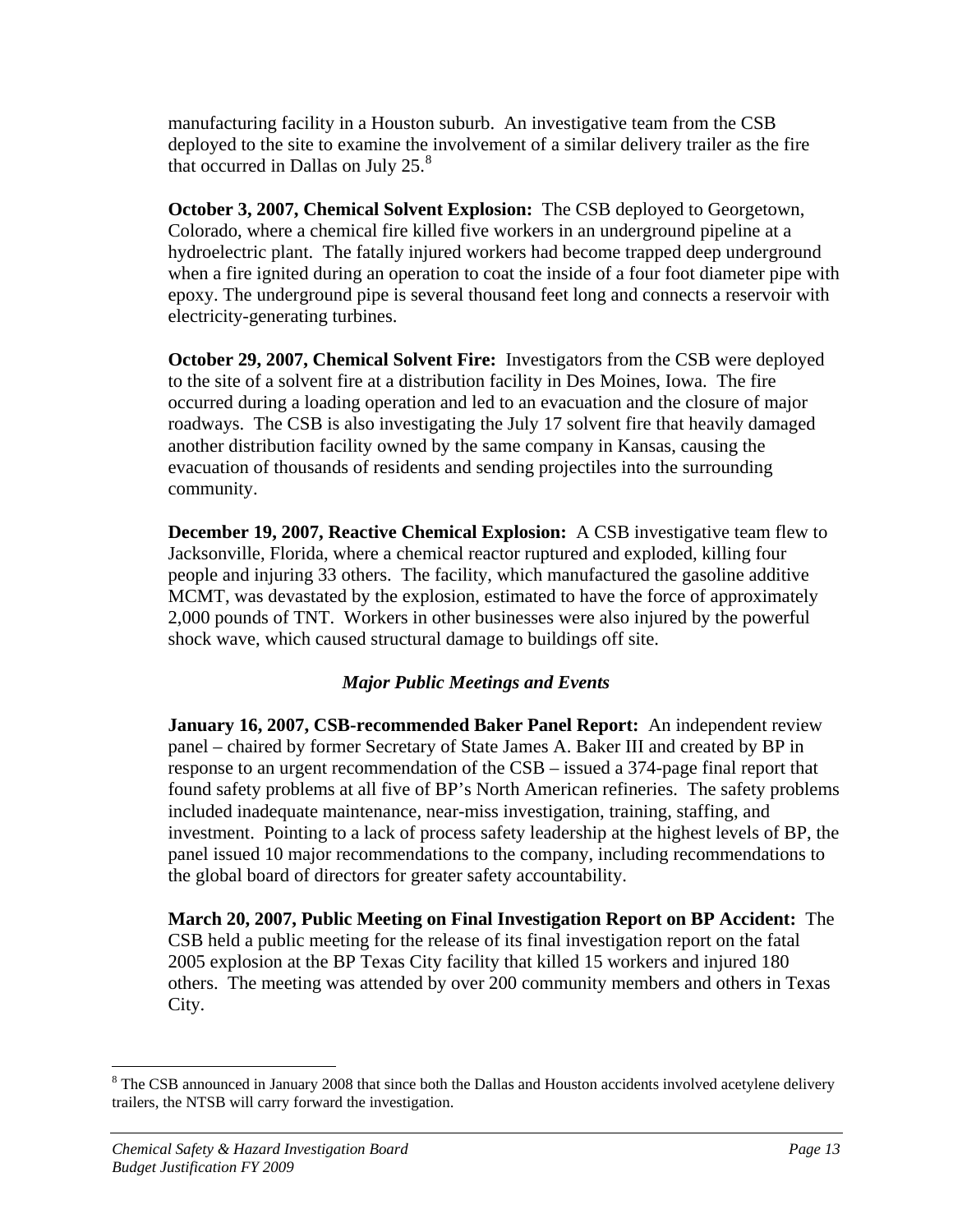manufacturing facility in a Houston suburb. An investigative team from the CSB deployed to the site to examine the involvement of a similar delivery trailer as the fire that occurred in Dallas on July 25.[8]

**October 3, 2007, Chemical Solvent Explosion:** The CSB deployed to Georgetown, Colorado, where a chemical fire killed five workers in an underground pipeline at a hydroelectric plant. The fatally injured workers had become trapped deep underground when a fire ignited during an operation to coat the inside of a four foot diameter pipe with epoxy. The underground pipe is several thousand feet long and connects a reservoir with electricity-generating turbines.

**October 29, 2007, Chemical Solvent Fire:** Investigators from the CSB were deployed to the site of a solvent fire at a distribution facility in Des Moines, Iowa. The fire occurred during a loading operation and led to an evacuation and the closure of major roadways. The CSB is also investigating the July 17 solvent fire that heavily damaged another distribution facility owned by the same company in Kansas, causing the evacuation of thousands of residents and sending projectiles into the surrounding community.

**December 19, 2007, Reactive Chemical Explosion:** A CSB investigative team flew to Jacksonville, Florida, where a chemical reactor ruptured and exploded, killing four people and injuring 33 others. The facility, which manufactured the gasoline additive MCMT, was devastated by the explosion, estimated to have the force of approximately 2,000 pounds of TNT. Workers in other businesses were also injured by the powerful shock wave, which caused structural damage to buildings off site.

### *Major Public Meetings and Events*

**January 16, 2007, CSB-recommended Baker Panel Report:** An independent review panel – chaired by former Secretary of State James A. Baker III and created by BP in response to an urgent recommendation of the CSB – issued a 374-page final report that found safety problems at all five of BP's North American refineries. The safety problems included inadequate maintenance, near-miss investigation, training, staffing, and investment. Pointing to a lack of process safety leadership at the highest levels of BP, the panel issued 10 major recommendations to the company, including recommendations to the global board of directors for greater safety accountability.

**March 20, 2007, Public Meeting on Final Investigation Report on BP Accident:** The CSB held a public meeting for the release of its final investigation report on the fatal 2005 explosion at the BP Texas City facility that killed 15 workers and injured 180 others. The meeting was attended by over 200 community members and others in Texas City.

---

[8] The CSB announced in January 2008 that since both the Dallas and Houston accidents involved acetylene delivery trailers, the NTSB will carry forward the investigation.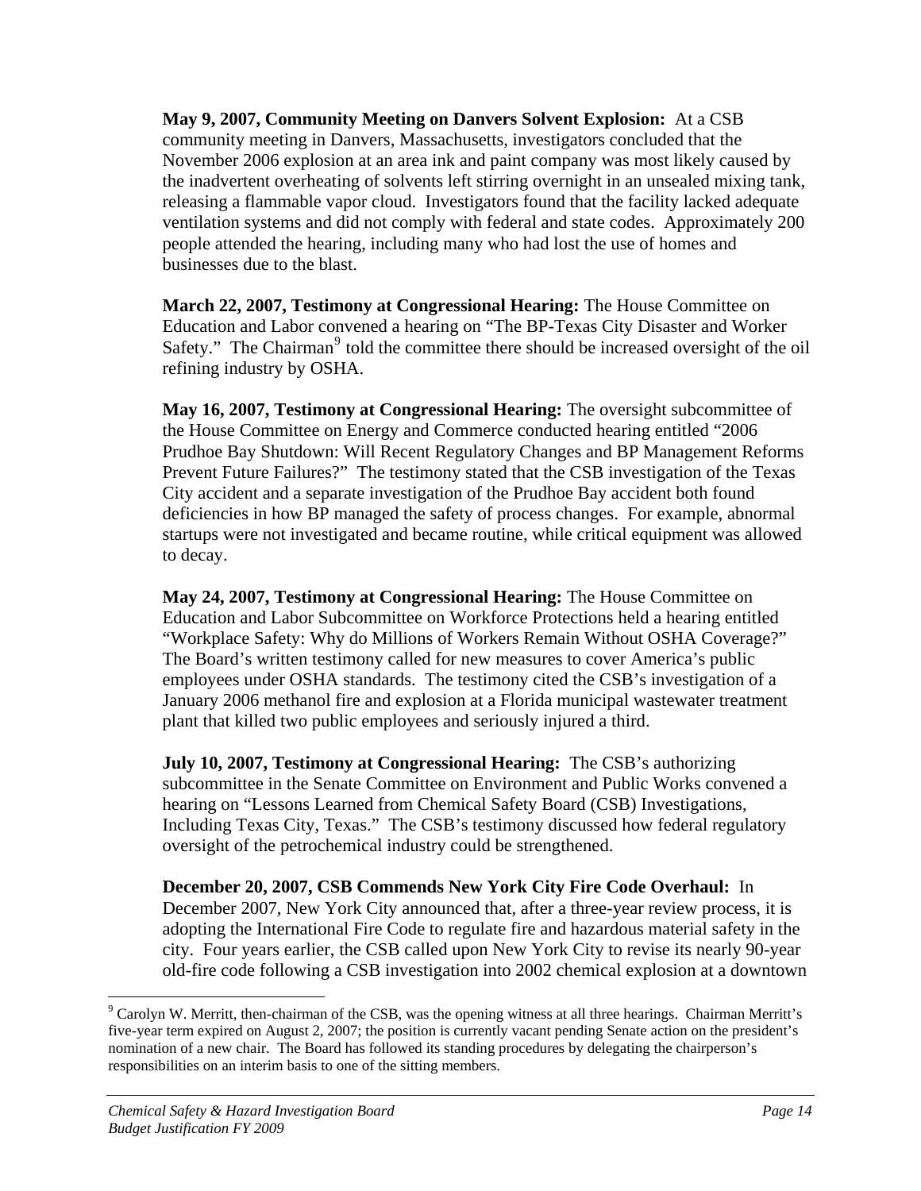**May 9, 2007, Community Meeting on Danvers Solvent Explosion:** At a CSB community meeting in Danvers, Massachusetts, investigators concluded that the November 2006 explosion at an area ink and paint company was most likely caused by the inadvertent overheating of solvents left stirring overnight in an unsealed mixing tank, releasing a flammable vapor cloud. Investigators found that the facility lacked adequate ventilation systems and did not comply with federal and state codes. Approximately 200 people attended the hearing, including many who had lost the use of homes and businesses due to the blast.

**March 22, 2007, Testimony at Congressional Hearing:** The House Committee on Education and Labor convened a hearing on "The BP-Texas City Disaster and Worker Safety." The Chairman[9] told the committee there should be increased oversight of the oil refining industry by OSHA.

**May 16, 2007, Testimony at Congressional Hearing:** The oversight subcommittee of the House Committee on Energy and Commerce conducted hearing entitled "2006 Prudhoe Bay Shutdown: Will Recent Regulatory Changes and BP Management Reforms Prevent Future Failures?" The testimony stated that the CSB investigation of the Texas City accident and a separate investigation of the Prudhoe Bay accident both found deficiencies in how BP managed the safety of process changes. For example, abnormal startups were not investigated and became routine, while critical equipment was allowed to decay.

**May 24, 2007, Testimony at Congressional Hearing:** The House Committee on Education and Labor Subcommittee on Workforce Protections held a hearing entitled "Workplace Safety: Why do Millions of Workers Remain Without OSHA Coverage?" The Board's written testimony called for new measures to cover America's public employees under OSHA standards. The testimony cited the CSB's investigation of a January 2006 methanol fire and explosion at a Florida municipal wastewater treatment plant that killed two public employees and seriously injured a third.

**July 10, 2007, Testimony at Congressional Hearing:** The CSB's authorizing subcommittee in the Senate Committee on Environment and Public Works convened a hearing on "Lessons Learned from Chemical Safety Board (CSB) Investigations, Including Texas City, Texas." The CSB's testimony discussed how federal regulatory oversight of the petrochemical industry could be strengthened.

**December 20, 2007, CSB Commends New York City Fire Code Overhaul:** In December 2007, New York City announced that, after a three-year review process, it is adopting the International Fire Code to regulate fire and hazardous material safety in the city. Four years earlier, the CSB called upon New York City to revise its nearly 90-year old-fire code following a CSB investigation into 2002 chemical explosion at a downtown

---

[9] Carolyn W. Merritt, then-chairman of the CSB, was the opening witness at all three hearings. Chairman Merritt's five-year term expired on August 2, 2007; the position is currently vacant pending Senate action on the president's nomination of a new chair. The Board has followed its standing procedures by delegating the chairperson's responsibilities on an interim basis to one of the sitting members.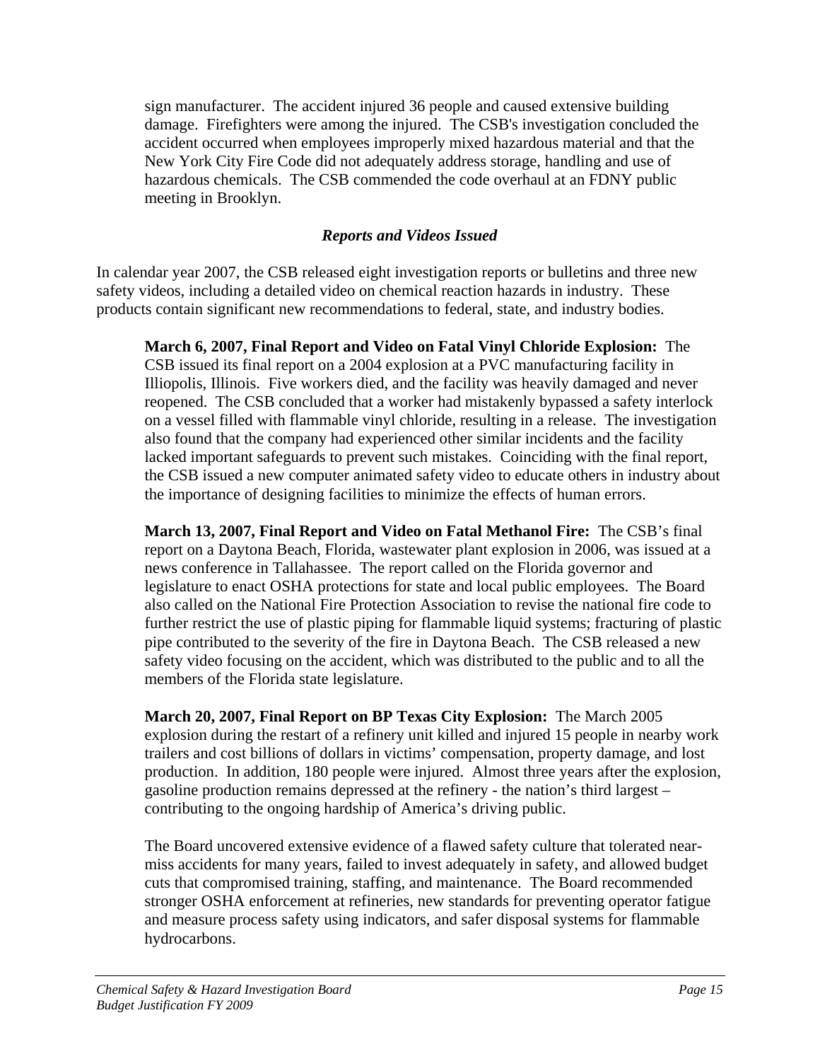sign manufacturer. The accident injured 36 people and caused extensive building damage. Firefighters were among the injured. The CSB's investigation concluded the accident occurred when employees improperly mixed hazardous material and that the New York City Fire Code did not adequately address storage, handling and use of hazardous chemicals. The CSB commended the code overhaul at an FDNY public meeting in Brooklyn.

### *Reports and Videos Issued*

In calendar year 2007, the CSB released eight investigation reports or bulletins and three new safety videos, including a detailed video on chemical reaction hazards in industry. These products contain significant new recommendations to federal, state, and industry bodies.

**March 6, 2007, Final Report and Video on Fatal Vinyl Chloride Explosion:** The CSB issued its final report on a 2004 explosion at a PVC manufacturing facility in Illiopolis, Illinois. Five workers died, and the facility was heavily damaged and never reopened. The CSB concluded that a worker had mistakenly bypassed a safety interlock on a vessel filled with flammable vinyl chloride, resulting in a release. The investigation also found that the company had experienced other similar incidents and the facility lacked important safeguards to prevent such mistakes. Coinciding with the final report, the CSB issued a new computer animated safety video to educate others in industry about the importance of designing facilities to minimize the effects of human errors.

**March 13, 2007, Final Report and Video on Fatal Methanol Fire:** The CSB's final report on a Daytona Beach, Florida, wastewater plant explosion in 2006, was issued at a news conference in Tallahassee. The report called on the Florida governor and legislature to enact OSHA protections for state and local public employees. The Board also called on the National Fire Protection Association to revise the national fire code to further restrict the use of plastic piping for flammable liquid systems; fracturing of plastic pipe contributed to the severity of the fire in Daytona Beach. The CSB released a new safety video focusing on the accident, which was distributed to the public and to all the members of the Florida state legislature.

**March 20, 2007, Final Report on BP Texas City Explosion:** The March 2005 explosion during the restart of a refinery unit killed and injured 15 people in nearby work trailers and cost billions of dollars in victims' compensation, property damage, and lost production. In addition, 180 people were injured. Almost three years after the explosion, gasoline production remains depressed at the refinery - the nation's third largest – contributing to the ongoing hardship of America's driving public.

The Board uncovered extensive evidence of a flawed safety culture that tolerated near-miss accidents for many years, failed to invest adequately in safety, and allowed budget cuts that compromised training, staffing, and maintenance. The Board recommended stronger OSHA enforcement at refineries, new standards for preventing operator fatigue and measure process safety using indicators, and safer disposal systems for flammable hydrocarbons.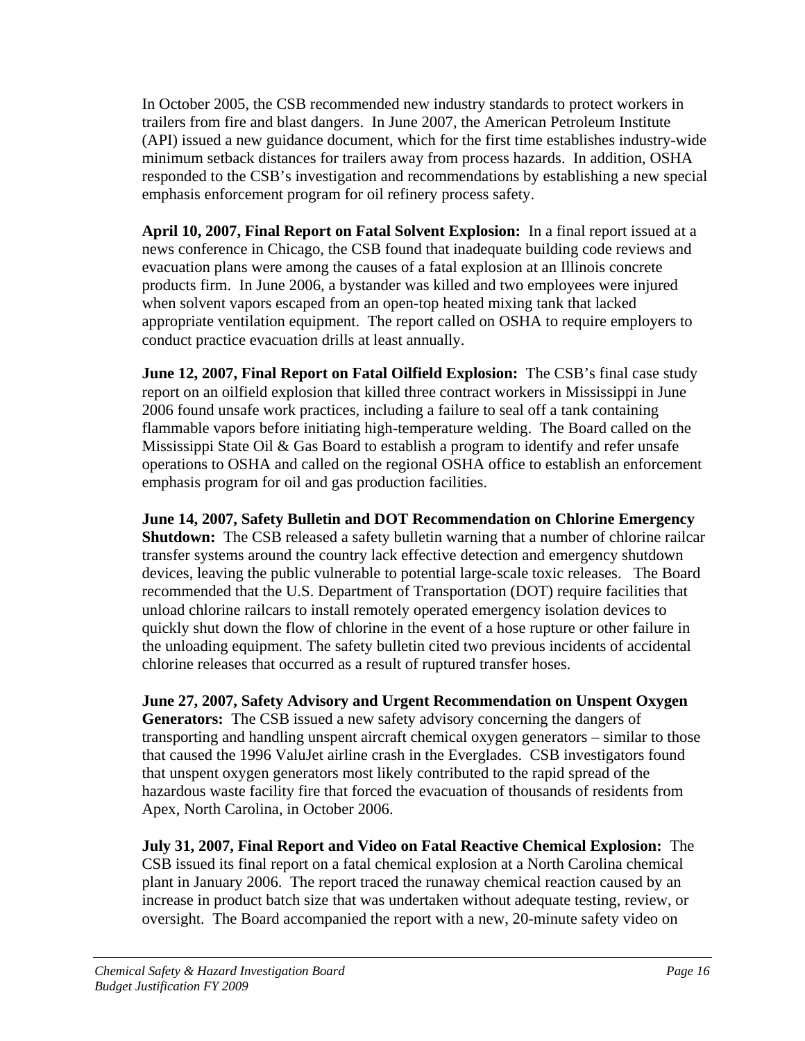In October 2005, the CSB recommended new industry standards to protect workers in trailers from fire and blast dangers. In June 2007, the American Petroleum Institute (API) issued a new guidance document, which for the first time establishes industry-wide minimum setback distances for trailers away from process hazards. In addition, OSHA responded to the CSB's investigation and recommendations by establishing a new special emphasis enforcement program for oil refinery process safety.

**April 10, 2007, Final Report on Fatal Solvent Explosion:** In a final report issued at a news conference in Chicago, the CSB found that inadequate building code reviews and evacuation plans were among the causes of a fatal explosion at an Illinois concrete products firm. In June 2006, a bystander was killed and two employees were injured when solvent vapors escaped from an open-top heated mixing tank that lacked appropriate ventilation equipment. The report called on OSHA to require employers to conduct practice evacuation drills at least annually.

**June 12, 2007, Final Report on Fatal Oilfield Explosion:** The CSB's final case study report on an oilfield explosion that killed three contract workers in Mississippi in June 2006 found unsafe work practices, including a failure to seal off a tank containing flammable vapors before initiating high-temperature welding. The Board called on the Mississippi State Oil & Gas Board to establish a program to identify and refer unsafe operations to OSHA and called on the regional OSHA office to establish an enforcement emphasis program for oil and gas production facilities.

**June 14, 2007, Safety Bulletin and DOT Recommendation on Chlorine Emergency Shutdown:** The CSB released a safety bulletin warning that a number of chlorine railcar transfer systems around the country lack effective detection and emergency shutdown devices, leaving the public vulnerable to potential large-scale toxic releases. The Board recommended that the U.S. Department of Transportation (DOT) require facilities that unload chlorine railcars to install remotely operated emergency isolation devices to quickly shut down the flow of chlorine in the event of a hose rupture or other failure in the unloading equipment. The safety bulletin cited two previous incidents of accidental chlorine releases that occurred as a result of ruptured transfer hoses.

**June 27, 2007, Safety Advisory and Urgent Recommendation on Unspent Oxygen Generators:** The CSB issued a new safety advisory concerning the dangers of transporting and handling unspent aircraft chemical oxygen generators – similar to those that caused the 1996 ValuJet airline crash in the Everglades. CSB investigators found that unspent oxygen generators most likely contributed to the rapid spread of the hazardous waste facility fire that forced the evacuation of thousands of residents from Apex, North Carolina, in October 2006.

**July 31, 2007, Final Report and Video on Fatal Reactive Chemical Explosion:** The CSB issued its final report on a fatal chemical explosion at a North Carolina chemical plant in January 2006. The report traced the runaway chemical reaction caused by an increase in product batch size that was undertaken without adequate testing, review, or oversight. The Board accompanied the report with a new, 20-minute safety video on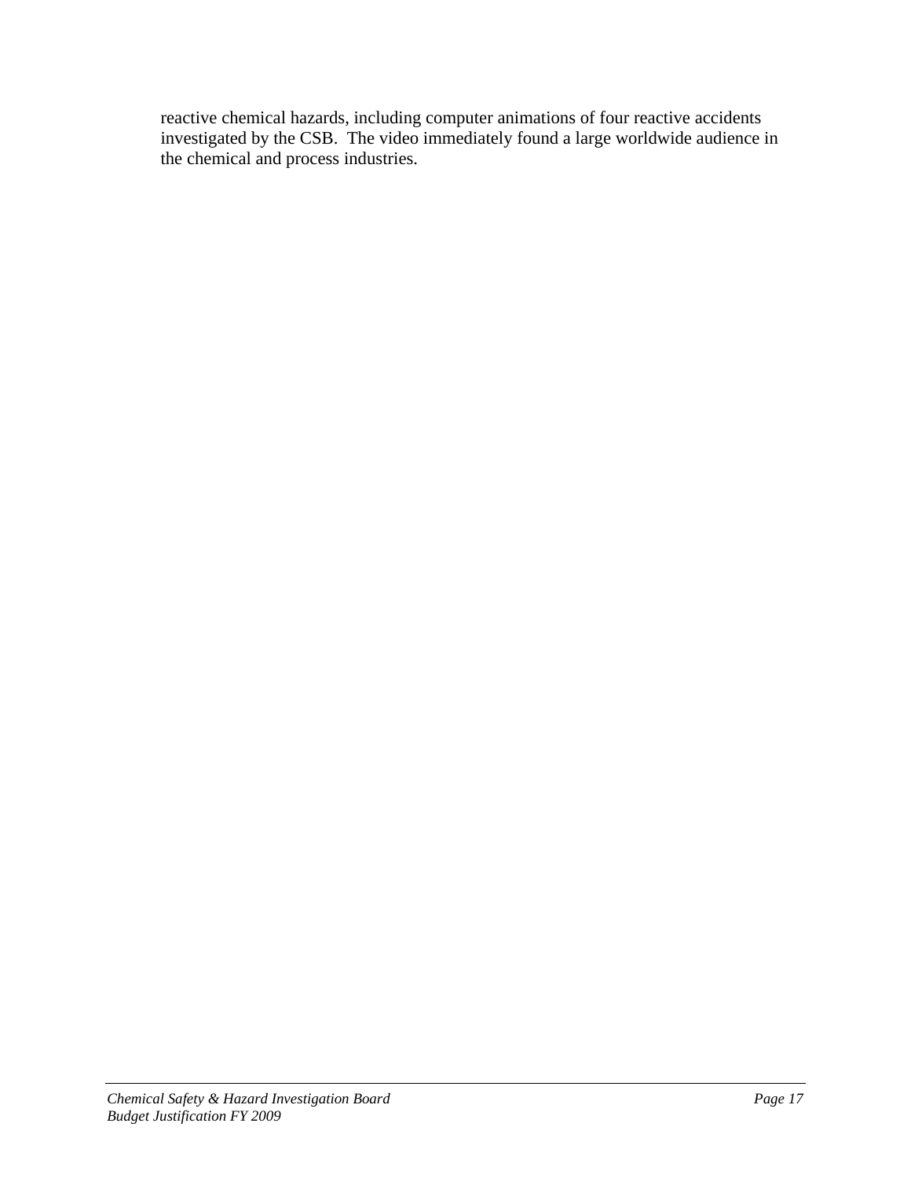reactive chemical hazards, including computer animations of four reactive accidents investigated by the CSB. The video immediately found a large worldwide audience in the chemical and process industries.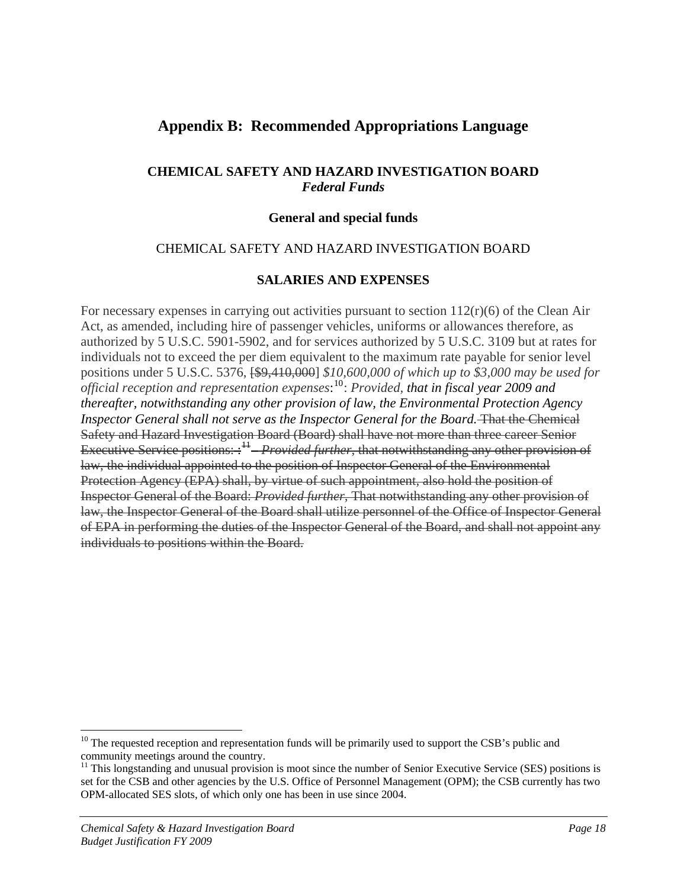## Appendix B: Recommended Appropriations Language

### CHEMICAL SAFETY AND HAZARD INVESTIGATION BOARD
### *Federal Funds*

#### General and special funds

CHEMICAL SAFETY AND HAZARD INVESTIGATION BOARD

#### SALARIES AND EXPENSES

For necessary expenses in carrying out activities pursuant to section 112(r)(6) of the Clean Air Act, as amended, including hire of passenger vehicles, uniforms or allowances therefore, as authorized by 5 U.S.C. 5901-5902, and for services authorized by 5 U.S.C. 3109 but at rates for individuals not to exceed the per diem equivalent to the maximum rate payable for senior level positions under 5 U.S.C. 5376, [~~$9,410,000~~] *$10,600,000 of which up to $3,000 may be used for official reception and representation expenses*:[10]: *Provided,* ***that in fiscal year 2009 and thereafter, notwithstanding any other provision of law, the Environmental Protection Agency Inspector General shall not serve as the Inspector General for the Board.*** ~~That the Chemical Safety and Hazard Investigation Board (Board) shall have not more than three career Senior Executive Service positions: :~~[11] ~~*Provided further*, that notwithstanding any other provision of law, the individual appointed to the position of Inspector General of the Environmental Protection Agency (EPA) shall, by virtue of such appointment, also hold the position of Inspector General of the Board: *Provided further*, That notwithstanding any other provision of law, the Inspector General of the Board shall utilize personnel of the Office of Inspector General of EPA in performing the duties of the Inspector General of the Board, and shall not appoint any individuals to positions within the Board.~~

---

[10] The requested reception and representation funds will be primarily used to support the CSB's public and community meetings around the country.

[11] This longstanding and unusual provision is moot since the number of Senior Executive Service (SES) positions is set for the CSB and other agencies by the U.S. Office of Personnel Management (OPM); the CSB currently has two OPM-allocated SES slots, of which only one has been in use since 2004.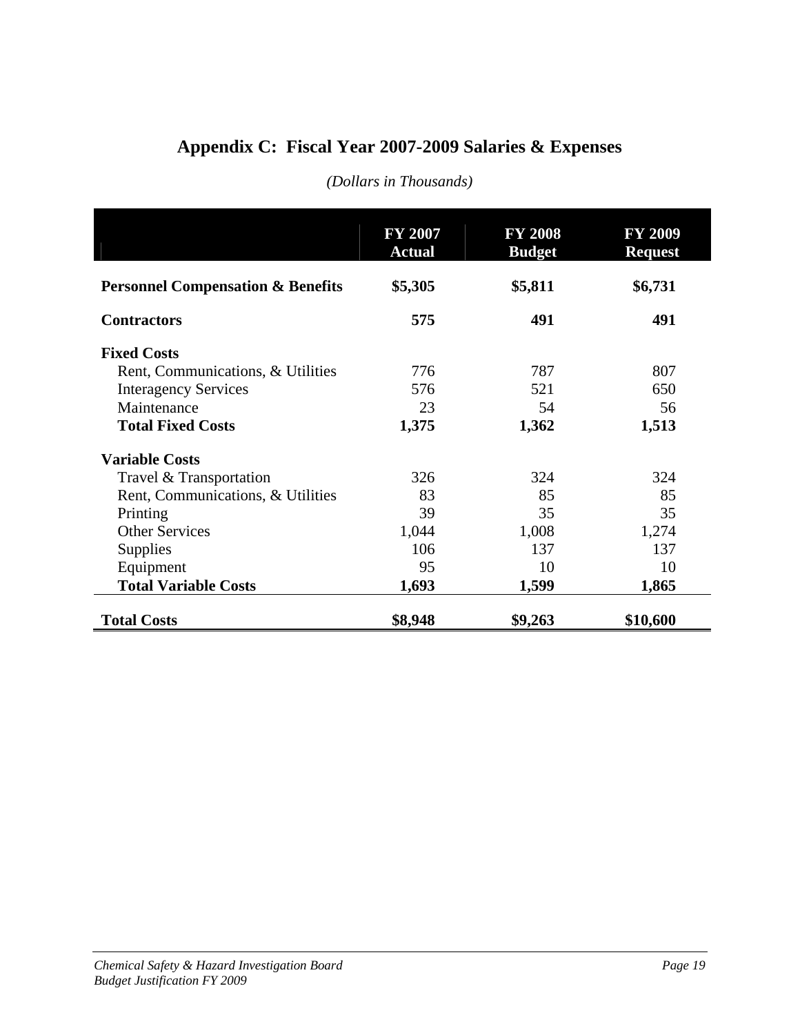# Appendix C: Fiscal Year 2007-2009 Salaries & Expenses

*(Dollars in Thousands)*

| | FY 2007 Actual | FY 2008 Budget | FY 2009 Request |
|---|---|---|---|
| **Personnel Compensation & Benefits** | **$5,305** | **$5,811** | **$6,731** |
| **Contractors** | **575** | **491** | **491** |
| **Fixed Costs** | | | |
| Rent, Communications, & Utilities | 776 | 787 | 807 |
| Interagency Services | 576 | 521 | 650 |
| Maintenance | 23 | 54 | 56 |
| **Total Fixed Costs** | **1,375** | **1,362** | **1,513** |
| **Variable Costs** | | | |
| Travel & Transportation | 326 | 324 | 324 |
| Rent, Communications, & Utilities | 83 | 85 | 85 |
| Printing | 39 | 35 | 35 |
| Other Services | 1,044 | 1,008 | 1,274 |
| Supplies | 106 | 137 | 137 |
| Equipment | 95 | 10 | 10 |
| **Total Variable Costs** | **1,693** | **1,599** | **1,865** |
| **Total Costs** | **$8,948** | **$9,263** | **$10,600** |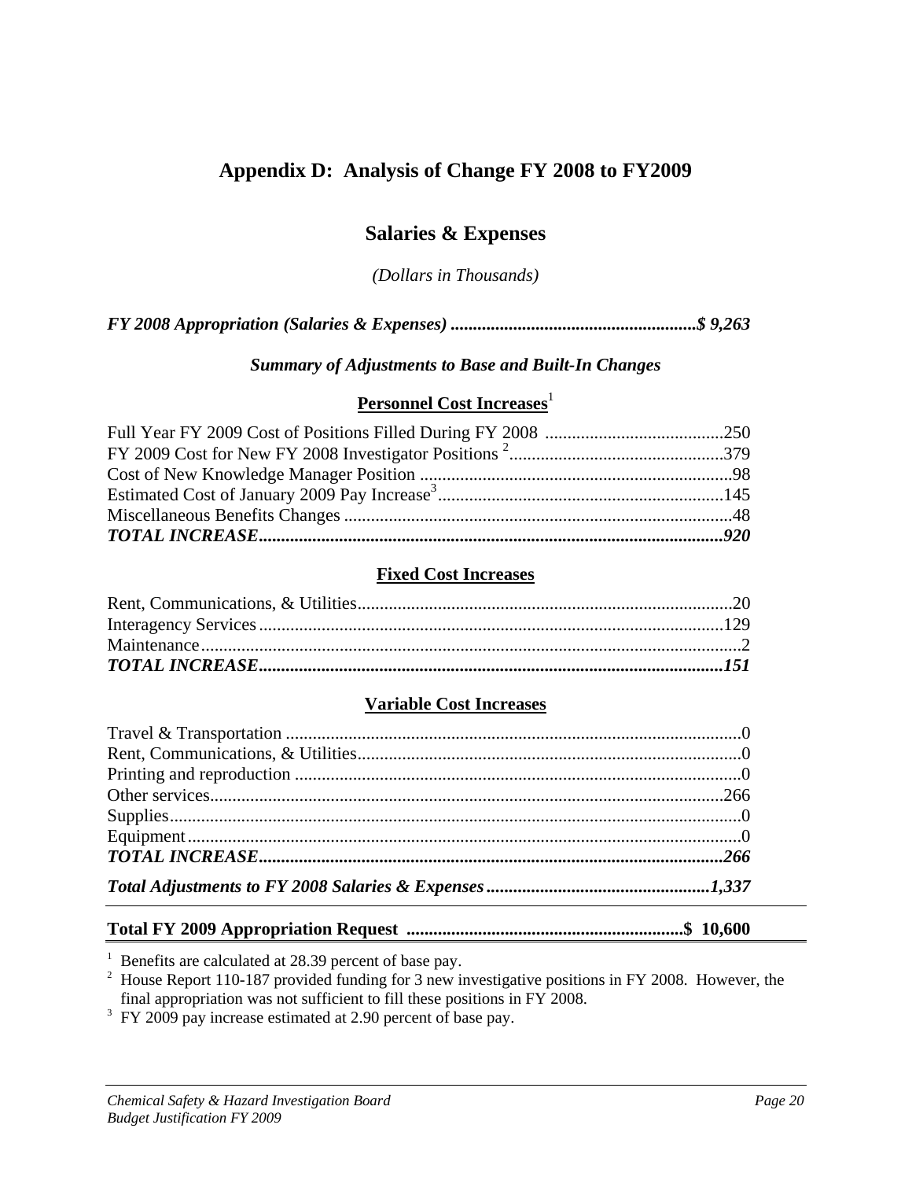# Appendix D: Analysis of Change FY 2008 to FY2009

## Salaries & Expenses

*(Dollars in Thousands)*

***FY 2008 Appropriation (Salaries & Expenses) .......................................................$ 9,263***

***Summary of Adjustments to Base and Built-In Changes***

### Personnel Cost Increases[1]

| | |
|---|---|
| Full Year FY 2009 Cost of Positions Filled During FY 2008 | 250 |
| FY 2009 Cost for New FY 2008 Investigator Positions [2] | 379 |
| Cost of New Knowledge Manager Position | 98 |
| Estimated Cost of January 2009 Pay Increase[3] | 145 |
| Miscellaneous Benefits Changes | 48 |
| ***TOTAL INCREASE*** | ***920*** |

### Fixed Cost Increases

| | |
|---|---|
| Rent, Communications, & Utilities | 20 |
| Interagency Services | 129 |
| Maintenance | 2 |
| ***TOTAL INCREASE*** | ***151*** |

### Variable Cost Increases

| | |
|---|---|
| Travel & Transportation | 0 |
| Rent, Communications, & Utilities | 0 |
| Printing and reproduction | 0 |
| Other services | 266 |
| Supplies | 0 |
| Equipment | 0 |
| ***TOTAL INCREASE*** | ***266*** |
| ***Total Adjustments to FY 2008 Salaries & Expenses*** | ***1,337*** |

**Total FY 2009 Appropriation Request .............................................................$ 10,600**

[1] Benefits are calculated at 28.39 percent of base pay.

[2] House Report 110-187 provided funding for 3 new investigative positions in FY 2008. However, the final appropriation was not sufficient to fill these positions in FY 2008.

[3] FY 2009 pay increase estimated at 2.90 percent of base pay.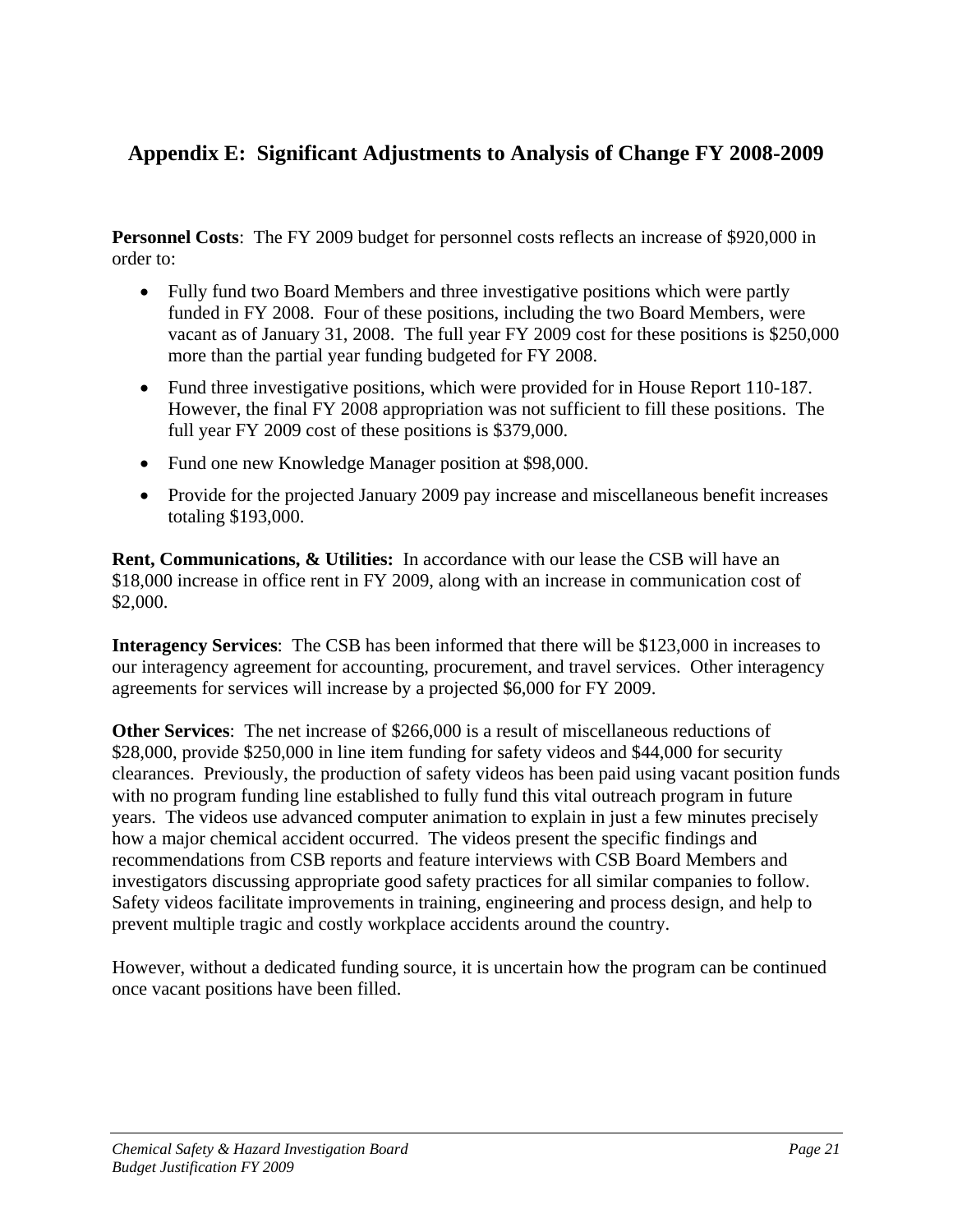## Appendix E: Significant Adjustments to Analysis of Change FY 2008-2009

**Personnel Costs**: The FY 2009 budget for personnel costs reflects an increase of $920,000 in order to:

- Fully fund two Board Members and three investigative positions which were partly funded in FY 2008. Four of these positions, including the two Board Members, were vacant as of January 31, 2008. The full year FY 2009 cost for these positions is $250,000 more than the partial year funding budgeted for FY 2008.
- Fund three investigative positions, which were provided for in House Report 110-187. However, the final FY 2008 appropriation was not sufficient to fill these positions. The full year FY 2009 cost of these positions is $379,000.
- Fund one new Knowledge Manager position at $98,000.
- Provide for the projected January 2009 pay increase and miscellaneous benefit increases totaling $193,000.

**Rent, Communications, & Utilities:** In accordance with our lease the CSB will have an $18,000 increase in office rent in FY 2009, along with an increase in communication cost of $2,000.

**Interagency Services**: The CSB has been informed that there will be $123,000 in increases to our interagency agreement for accounting, procurement, and travel services. Other interagency agreements for services will increase by a projected $6,000 for FY 2009.

**Other Services**: The net increase of $266,000 is a result of miscellaneous reductions of $28,000, provide $250,000 in line item funding for safety videos and $44,000 for security clearances. Previously, the production of safety videos has been paid using vacant position funds with no program funding line established to fully fund this vital outreach program in future years. The videos use advanced computer animation to explain in just a few minutes precisely how a major chemical accident occurred. The videos present the specific findings and recommendations from CSB reports and feature interviews with CSB Board Members and investigators discussing appropriate good safety practices for all similar companies to follow. Safety videos facilitate improvements in training, engineering and process design, and help to prevent multiple tragic and costly workplace accidents around the country.

However, without a dedicated funding source, it is uncertain how the program can be continued once vacant positions have been filled.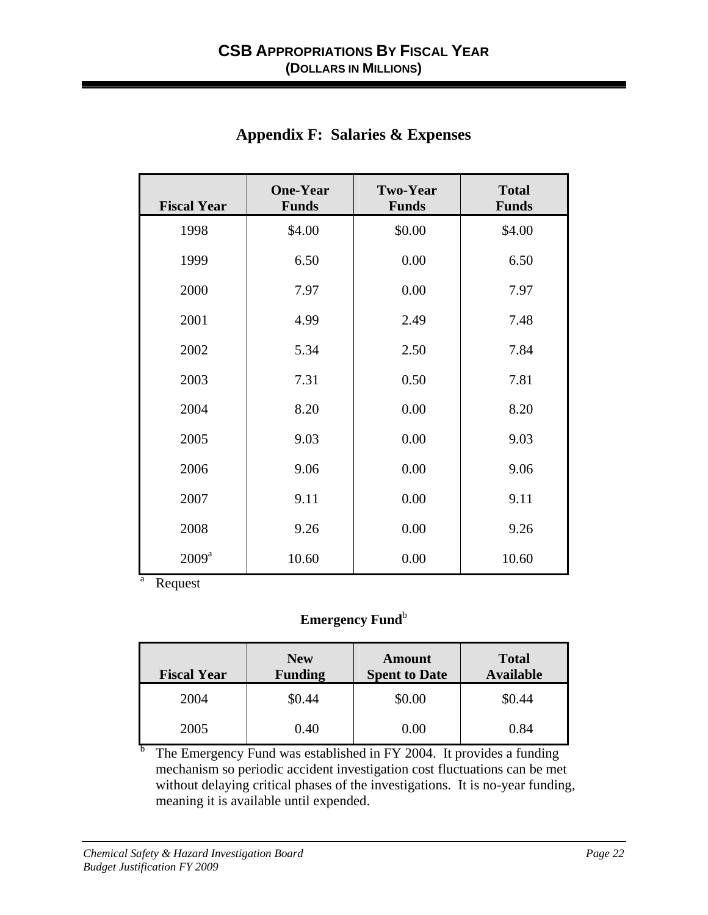# CSB APPROPRIATIONS BY FISCAL YEAR
**(DOLLARS IN MILLIONS)**

## Appendix F: Salaries & Expenses

| Fiscal Year | One-Year Funds | Two-Year Funds | Total Funds |
|---|---|---|---|
| 1998 | $4.00 | $0.00 | $4.00 |
| 1999 | 6.50 | 0.00 | 6.50 |
| 2000 | 7.97 | 0.00 | 7.97 |
| 2001 | 4.99 | 2.49 | 7.48 |
| 2002 | 5.34 | 2.50 | 7.84 |
| 2003 | 7.31 | 0.50 | 7.81 |
| 2004 | 8.20 | 0.00 | 8.20 |
| 2005 | 9.03 | 0.00 | 9.03 |
| 2006 | 9.06 | 0.00 | 9.06 |
| 2007 | 9.11 | 0.00 | 9.11 |
| 2008 | 9.26 | 0.00 | 9.26 |
| 2009[a] | 10.60 | 0.00 | 10.60 |

[a] Request

**Emergency Fund**[b]

| Fiscal Year | New Funding | Amount Spent to Date | Total Available |
|---|---|---|---|
| 2004 | $0.44 | $0.00 | $0.44 |
| 2005 | 0.40 | 0.00 | 0.84 |

[b] The Emergency Fund was established in FY 2004. It provides a funding mechanism so periodic accident investigation cost fluctuations can be met without delaying critical phases of the investigations. It is no-year funding, meaning it is available until expended.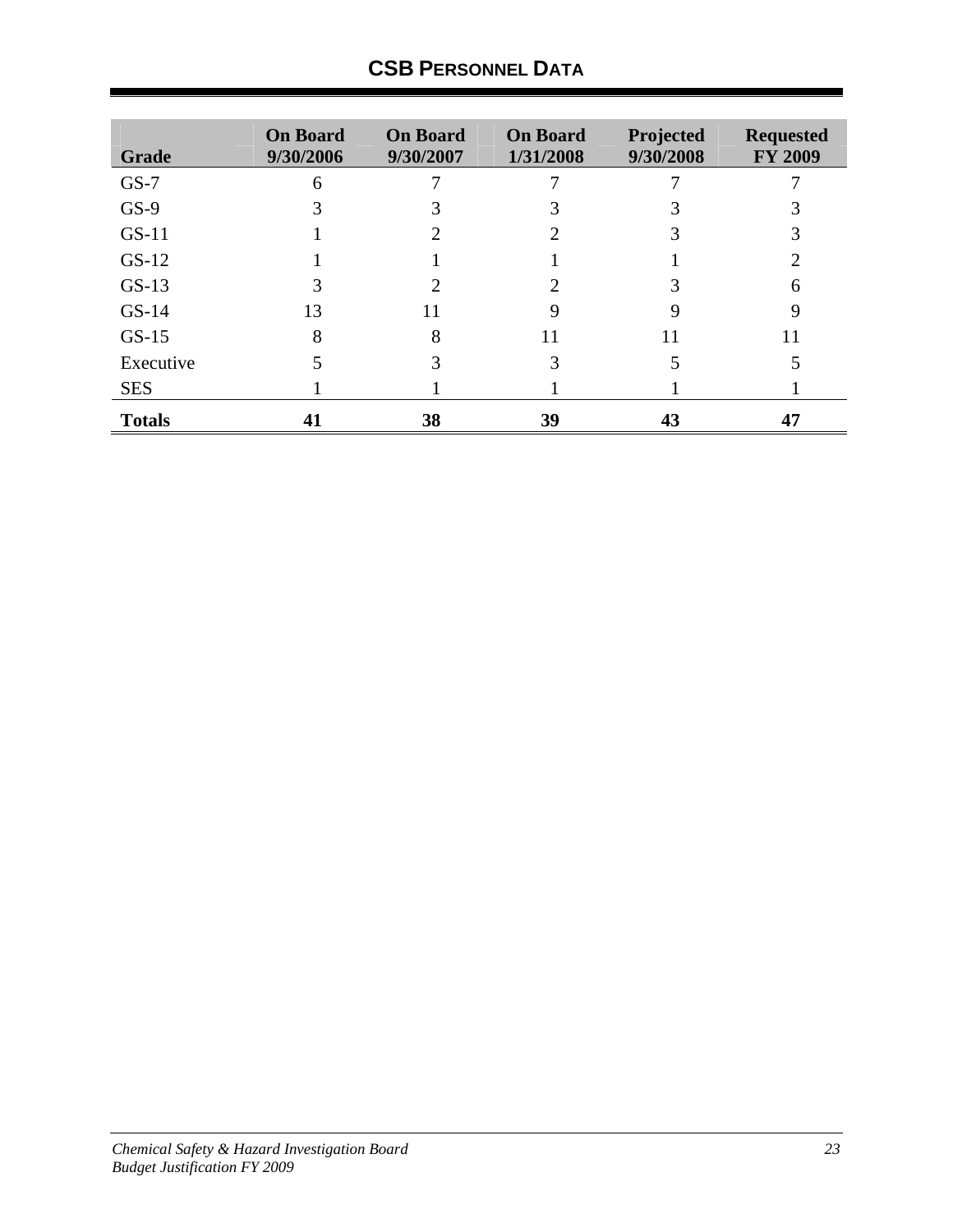# CSB PERSONNEL DATA

| Grade | On Board 9/30/2006 | On Board 9/30/2007 | On Board 1/31/2008 | Projected 9/30/2008 | Requested FY 2009 |
|---|---|---|---|---|---|
| GS-7 | 6 | 7 | 7 | 7 | 7 |
| GS-9 | 3 | 3 | 3 | 3 | 3 |
| GS-11 | 1 | 2 | 2 | 3 | 3 |
| GS-12 | 1 | 1 | 1 | 1 | 2 |
| GS-13 | 3 | 2 | 2 | 3 | 6 |
| GS-14 | 13 | 11 | 9 | 9 | 9 |
| GS-15 | 8 | 8 | 11 | 11 | 11 |
| Executive | 5 | 3 | 3 | 5 | 5 |
| SES | 1 | 1 | 1 | 1 | 1 |
| **Totals** | **41** | **38** | **39** | **43** | **47** |